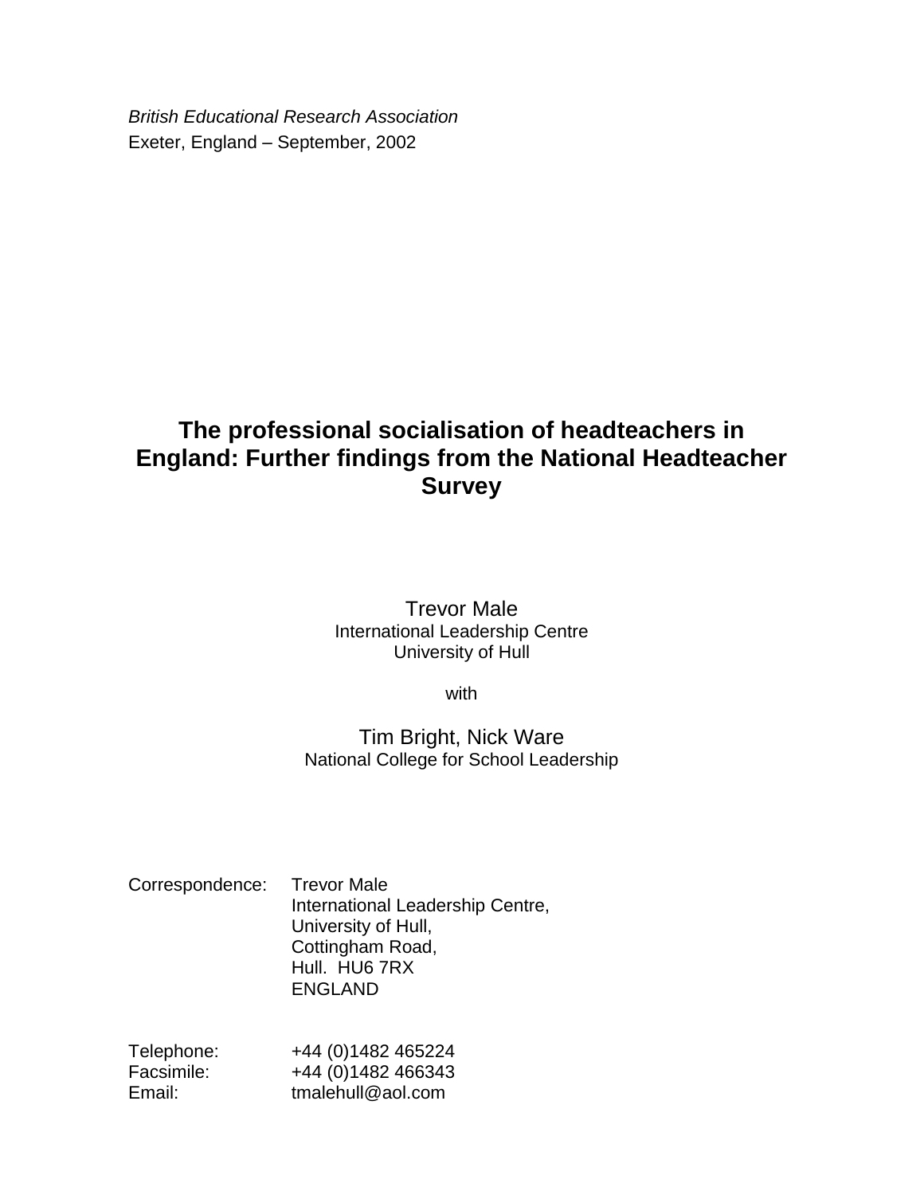*British Educational Research Association*
Exeter, England – September, 2002

# The professional socialisation of headteachers in England: Further findings from the National Headteacher Survey

Trevor Male
International Leadership Centre
University of Hull

with

Tim Bright, Nick Ware
National College for School Leadership

Correspondence: Trevor Male
International Leadership Centre,
University of Hull,
Cottingham Road,
Hull. HU6 7RX
ENGLAND

Telephone: +44 (0)1482 465224
Facsimile: +44 (0)1482 466343
Email: tmalehull@aol.com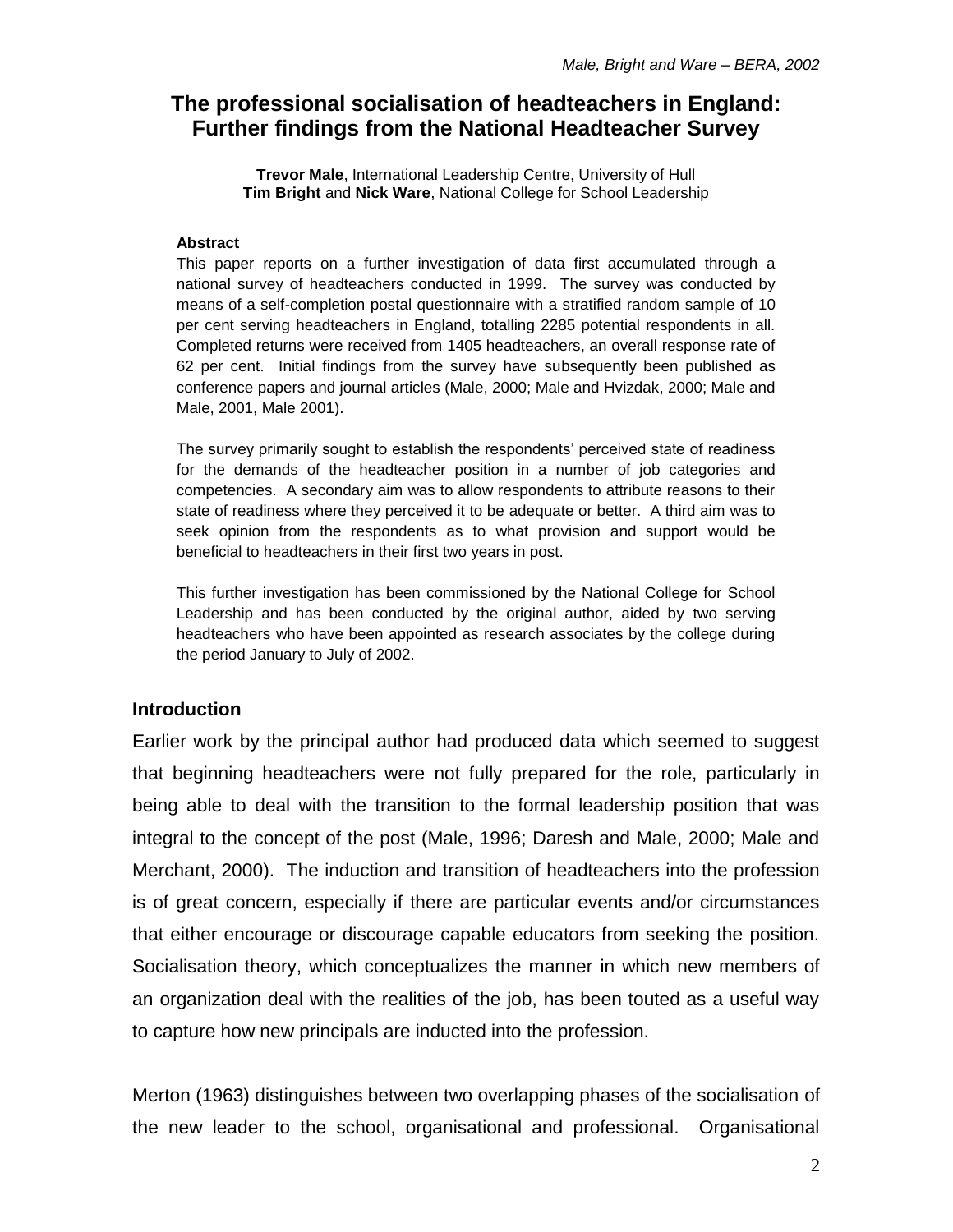# The professional socialisation of headteachers in England: Further findings from the National Headteacher Survey

**Trevor Male**, International Leadership Centre, University of Hull
**Tim Bright** and **Nick Ware**, National College for School Leadership

**Abstract**

This paper reports on a further investigation of data first accumulated through a national survey of headteachers conducted in 1999. The survey was conducted by means of a self-completion postal questionnaire with a stratified random sample of 10 per cent serving headteachers in England, totalling 2285 potential respondents in all. Completed returns were received from 1405 headteachers, an overall response rate of 62 per cent. Initial findings from the survey have subsequently been published as conference papers and journal articles (Male, 2000; Male and Hvizdak, 2000; Male and Male, 2001, Male 2001).

The survey primarily sought to establish the respondents' perceived state of readiness for the demands of the headteacher position in a number of job categories and competencies. A secondary aim was to allow respondents to attribute reasons to their state of readiness where they perceived it to be adequate or better. A third aim was to seek opinion from the respondents as to what provision and support would be beneficial to headteachers in their first two years in post.

This further investigation has been commissioned by the National College for School Leadership and has been conducted by the original author, aided by two serving headteachers who have been appointed as research associates by the college during the period January to July of 2002.

## Introduction

Earlier work by the principal author had produced data which seemed to suggest that beginning headteachers were not fully prepared for the role, particularly in being able to deal with the transition to the formal leadership position that was integral to the concept of the post (Male, 1996; Daresh and Male, 2000; Male and Merchant, 2000). The induction and transition of headteachers into the profession is of great concern, especially if there are particular events and/or circumstances that either encourage or discourage capable educators from seeking the position. Socialisation theory, which conceptualizes the manner in which new members of an organization deal with the realities of the job, has been touted as a useful way to capture how new principals are inducted into the profession.

Merton (1963) distinguishes between two overlapping phases of the socialisation of the new leader to the school, organisational and professional. Organisational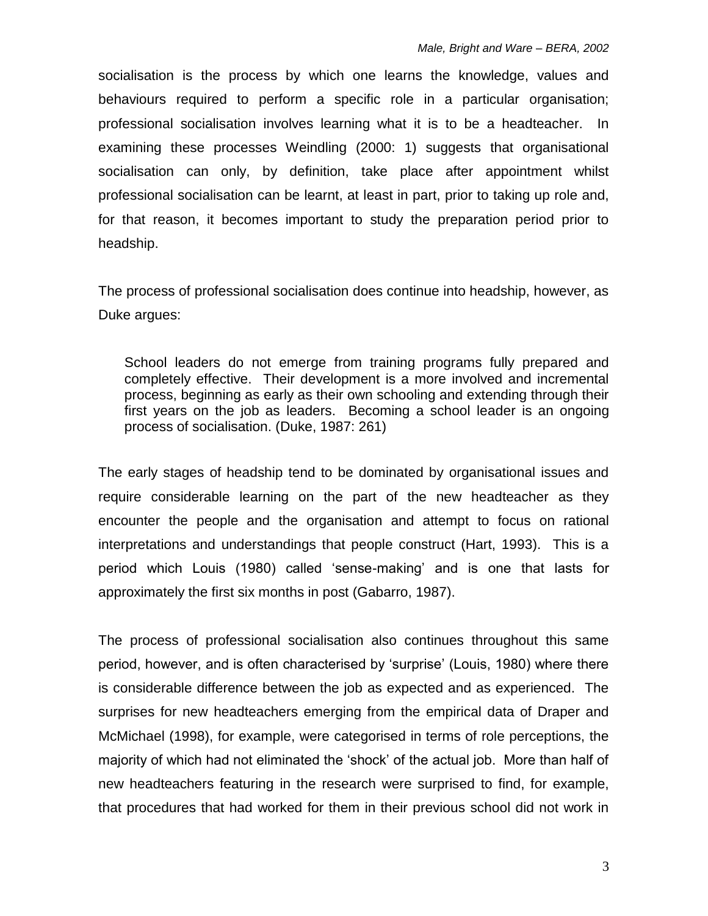socialisation is the process by which one learns the knowledge, values and behaviours required to perform a specific role in a particular organisation; professional socialisation involves learning what it is to be a headteacher. In examining these processes Weindling (2000: 1) suggests that organisational socialisation can only, by definition, take place after appointment whilst professional socialisation can be learnt, at least in part, prior to taking up role and, for that reason, it becomes important to study the preparation period prior to headship.

The process of professional socialisation does continue into headship, however, as Duke argues:

> School leaders do not emerge from training programs fully prepared and completely effective. Their development is a more involved and incremental process, beginning as early as their own schooling and extending through their first years on the job as leaders. Becoming a school leader is an ongoing process of socialisation. (Duke, 1987: 261)

The early stages of headship tend to be dominated by organisational issues and require considerable learning on the part of the new headteacher as they encounter the people and the organisation and attempt to focus on rational interpretations and understandings that people construct (Hart, 1993). This is a period which Louis (1980) called 'sense-making' and is one that lasts for approximately the first six months in post (Gabarro, 1987).

The process of professional socialisation also continues throughout this same period, however, and is often characterised by 'surprise' (Louis, 1980) where there is considerable difference between the job as expected and as experienced. The surprises for new headteachers emerging from the empirical data of Draper and McMichael (1998), for example, were categorised in terms of role perceptions, the majority of which had not eliminated the 'shock' of the actual job. More than half of new headteachers featuring in the research were surprised to find, for example, that procedures that had worked for them in their previous school did not work in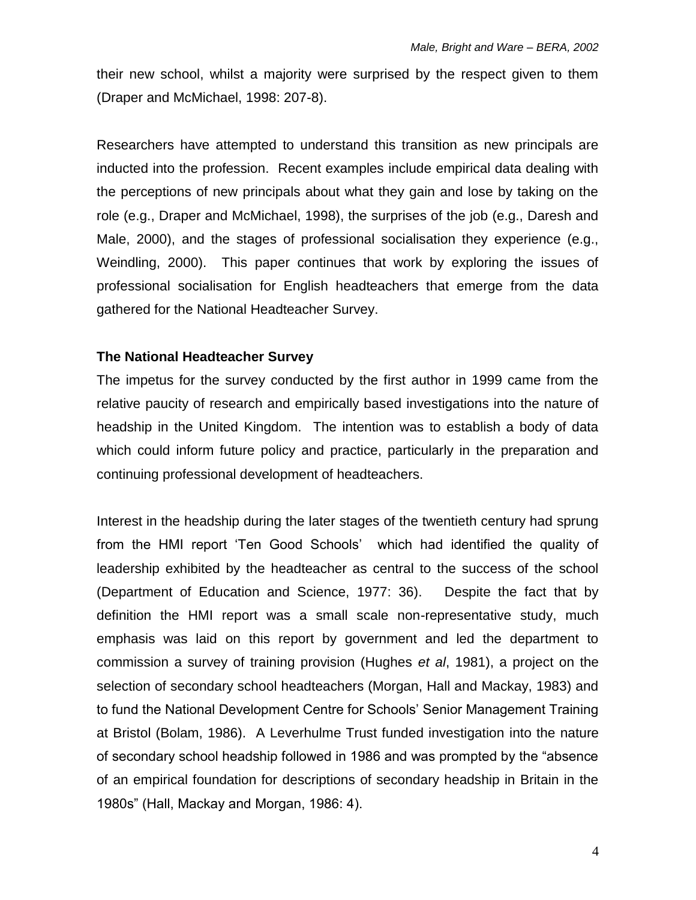their new school, whilst a majority were surprised by the respect given to them (Draper and McMichael, 1998: 207-8).

Researchers have attempted to understand this transition as new principals are inducted into the profession. Recent examples include empirical data dealing with the perceptions of new principals about what they gain and lose by taking on the role (e.g., Draper and McMichael, 1998), the surprises of the job (e.g., Daresh and Male, 2000), and the stages of professional socialisation they experience (e.g., Weindling, 2000). This paper continues that work by exploring the issues of professional socialisation for English headteachers that emerge from the data gathered for the National Headteacher Survey.

**The National Headteacher Survey**

The impetus for the survey conducted by the first author in 1999 came from the relative paucity of research and empirically based investigations into the nature of headship in the United Kingdom. The intention was to establish a body of data which could inform future policy and practice, particularly in the preparation and continuing professional development of headteachers.

Interest in the headship during the later stages of the twentieth century had sprung from the HMI report 'Ten Good Schools' which had identified the quality of leadership exhibited by the headteacher as central to the success of the school (Department of Education and Science, 1977: 36). Despite the fact that by definition the HMI report was a small scale non-representative study, much emphasis was laid on this report by government and led the department to commission a survey of training provision (Hughes *et al*, 1981), a project on the selection of secondary school headteachers (Morgan, Hall and Mackay, 1983) and to fund the National Development Centre for Schools' Senior Management Training at Bristol (Bolam, 1986). A Leverhulme Trust funded investigation into the nature of secondary school headship followed in 1986 and was prompted by the "absence of an empirical foundation for descriptions of secondary headship in Britain in the 1980s" (Hall, Mackay and Morgan, 1986: 4).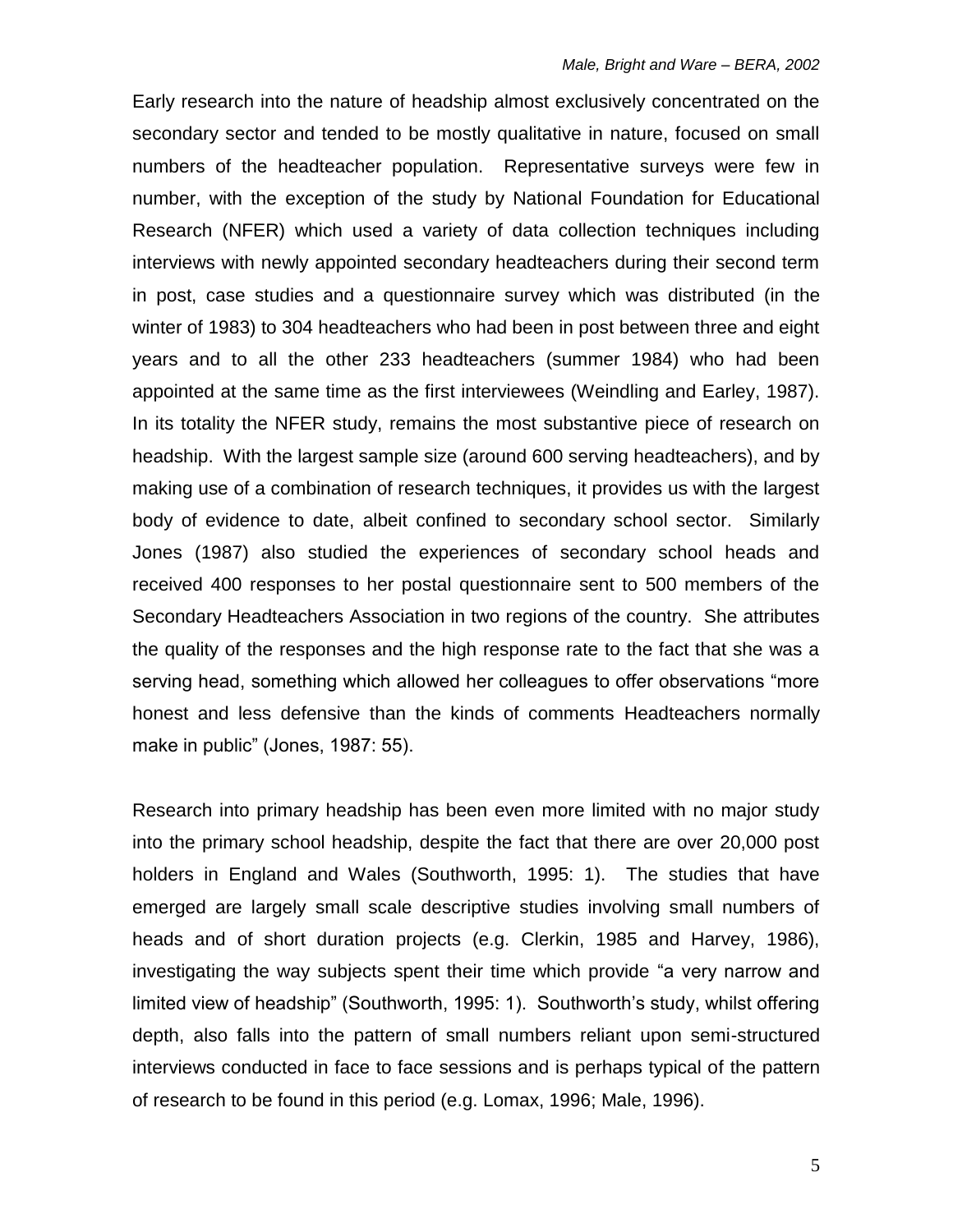Early research into the nature of headship almost exclusively concentrated on the secondary sector and tended to be mostly qualitative in nature, focused on small numbers of the headteacher population. Representative surveys were few in number, with the exception of the study by National Foundation for Educational Research (NFER) which used a variety of data collection techniques including interviews with newly appointed secondary headteachers during their second term in post, case studies and a questionnaire survey which was distributed (in the winter of 1983) to 304 headteachers who had been in post between three and eight years and to all the other 233 headteachers (summer 1984) who had been appointed at the same time as the first interviewees (Weindling and Earley, 1987). In its totality the NFER study, remains the most substantive piece of research on headship. With the largest sample size (around 600 serving headteachers), and by making use of a combination of research techniques, it provides us with the largest body of evidence to date, albeit confined to secondary school sector. Similarly Jones (1987) also studied the experiences of secondary school heads and received 400 responses to her postal questionnaire sent to 500 members of the Secondary Headteachers Association in two regions of the country. She attributes the quality of the responses and the high response rate to the fact that she was a serving head, something which allowed her colleagues to offer observations "more honest and less defensive than the kinds of comments Headteachers normally make in public" (Jones, 1987: 55).

Research into primary headship has been even more limited with no major study into the primary school headship, despite the fact that there are over 20,000 post holders in England and Wales (Southworth, 1995: 1). The studies that have emerged are largely small scale descriptive studies involving small numbers of heads and of short duration projects (e.g. Clerkin, 1985 and Harvey, 1986), investigating the way subjects spent their time which provide "a very narrow and limited view of headship" (Southworth, 1995: 1). Southworth's study, whilst offering depth, also falls into the pattern of small numbers reliant upon semi-structured interviews conducted in face to face sessions and is perhaps typical of the pattern of research to be found in this period (e.g. Lomax, 1996; Male, 1996).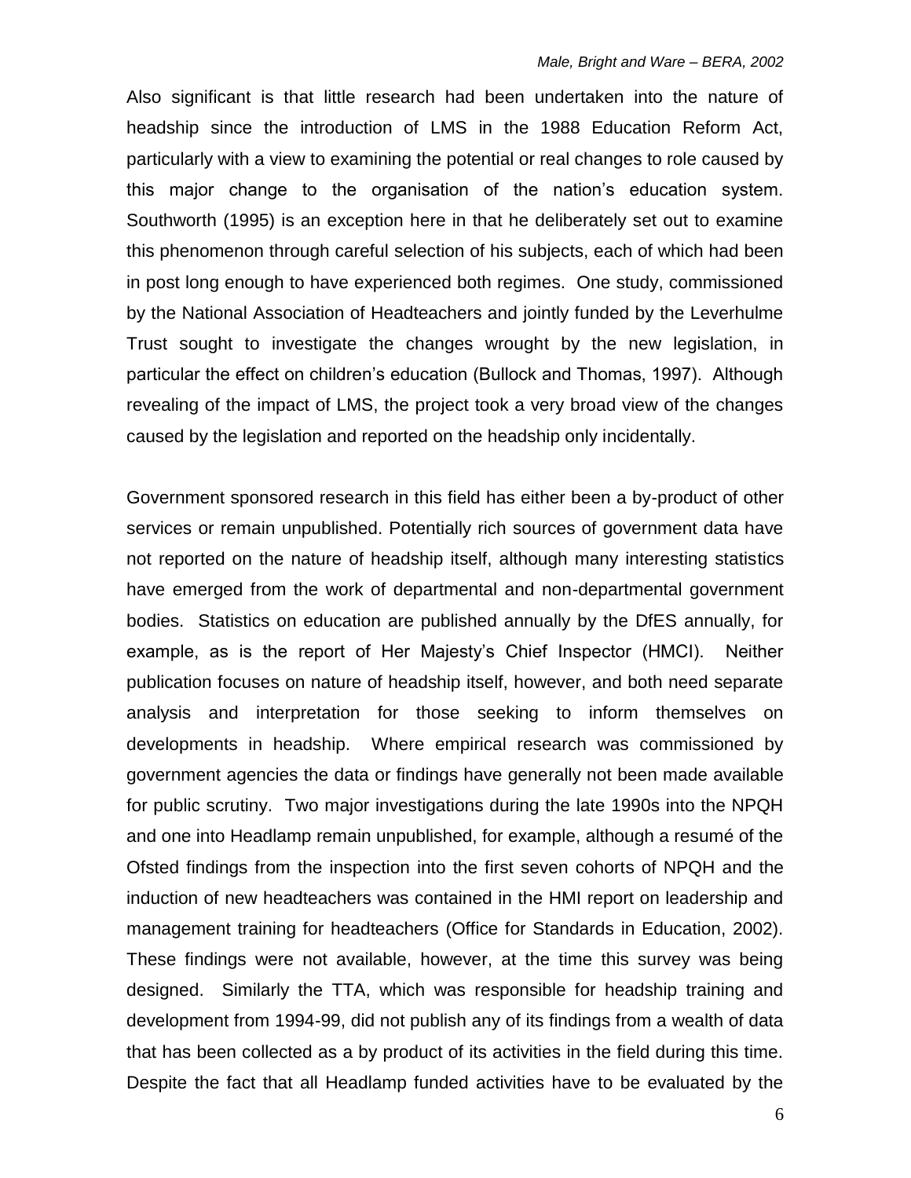Also significant is that little research had been undertaken into the nature of headship since the introduction of LMS in the 1988 Education Reform Act, particularly with a view to examining the potential or real changes to role caused by this major change to the organisation of the nation's education system. Southworth (1995) is an exception here in that he deliberately set out to examine this phenomenon through careful selection of his subjects, each of which had been in post long enough to have experienced both regimes. One study, commissioned by the National Association of Headteachers and jointly funded by the Leverhulme Trust sought to investigate the changes wrought by the new legislation, in particular the effect on children's education (Bullock and Thomas, 1997). Although revealing of the impact of LMS, the project took a very broad view of the changes caused by the legislation and reported on the headship only incidentally.

Government sponsored research in this field has either been a by-product of other services or remain unpublished. Potentially rich sources of government data have not reported on the nature of headship itself, although many interesting statistics have emerged from the work of departmental and non-departmental government bodies. Statistics on education are published annually by the DfES annually, for example, as is the report of Her Majesty's Chief Inspector (HMCI). Neither publication focuses on nature of headship itself, however, and both need separate analysis and interpretation for those seeking to inform themselves on developments in headship. Where empirical research was commissioned by government agencies the data or findings have generally not been made available for public scrutiny. Two major investigations during the late 1990s into the NPQH and one into Headlamp remain unpublished, for example, although a resumé of the Ofsted findings from the inspection into the first seven cohorts of NPQH and the induction of new headteachers was contained in the HMI report on leadership and management training for headteachers (Office for Standards in Education, 2002). These findings were not available, however, at the time this survey was being designed. Similarly the TTA, which was responsible for headship training and development from 1994-99, did not publish any of its findings from a wealth of data that has been collected as a by product of its activities in the field during this time. Despite the fact that all Headlamp funded activities have to be evaluated by the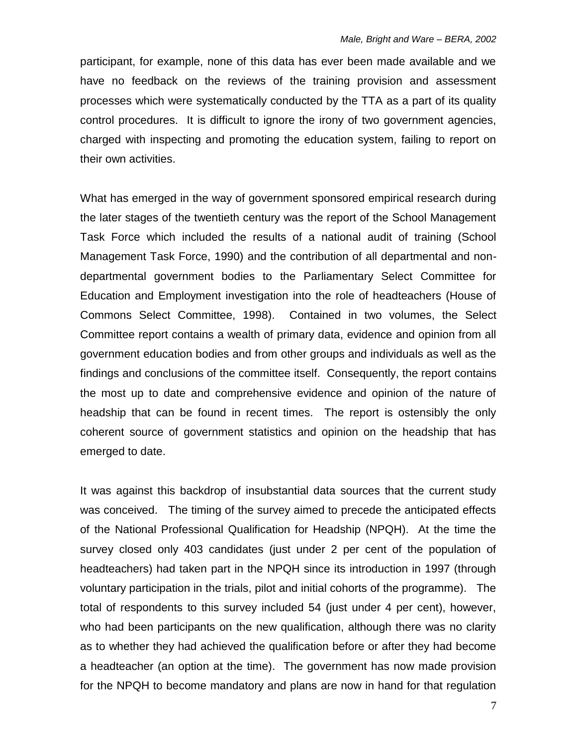participant, for example, none of this data has ever been made available and we have no feedback on the reviews of the training provision and assessment processes which were systematically conducted by the TTA as a part of its quality control procedures. It is difficult to ignore the irony of two government agencies, charged with inspecting and promoting the education system, failing to report on their own activities.

What has emerged in the way of government sponsored empirical research during the later stages of the twentieth century was the report of the School Management Task Force which included the results of a national audit of training (School Management Task Force, 1990) and the contribution of all departmental and non-departmental government bodies to the Parliamentary Select Committee for Education and Employment investigation into the role of headteachers (House of Commons Select Committee, 1998). Contained in two volumes, the Select Committee report contains a wealth of primary data, evidence and opinion from all government education bodies and from other groups and individuals as well as the findings and conclusions of the committee itself. Consequently, the report contains the most up to date and comprehensive evidence and opinion of the nature of headship that can be found in recent times. The report is ostensibly the only coherent source of government statistics and opinion on the headship that has emerged to date.

It was against this backdrop of insubstantial data sources that the current study was conceived. The timing of the survey aimed to precede the anticipated effects of the National Professional Qualification for Headship (NPQH). At the time the survey closed only 403 candidates (just under 2 per cent of the population of headteachers) had taken part in the NPQH since its introduction in 1997 (through voluntary participation in the trials, pilot and initial cohorts of the programme). The total of respondents to this survey included 54 (just under 4 per cent), however, who had been participants on the new qualification, although there was no clarity as to whether they had achieved the qualification before or after they had become a headteacher (an option at the time). The government has now made provision for the NPQH to become mandatory and plans are now in hand for that regulation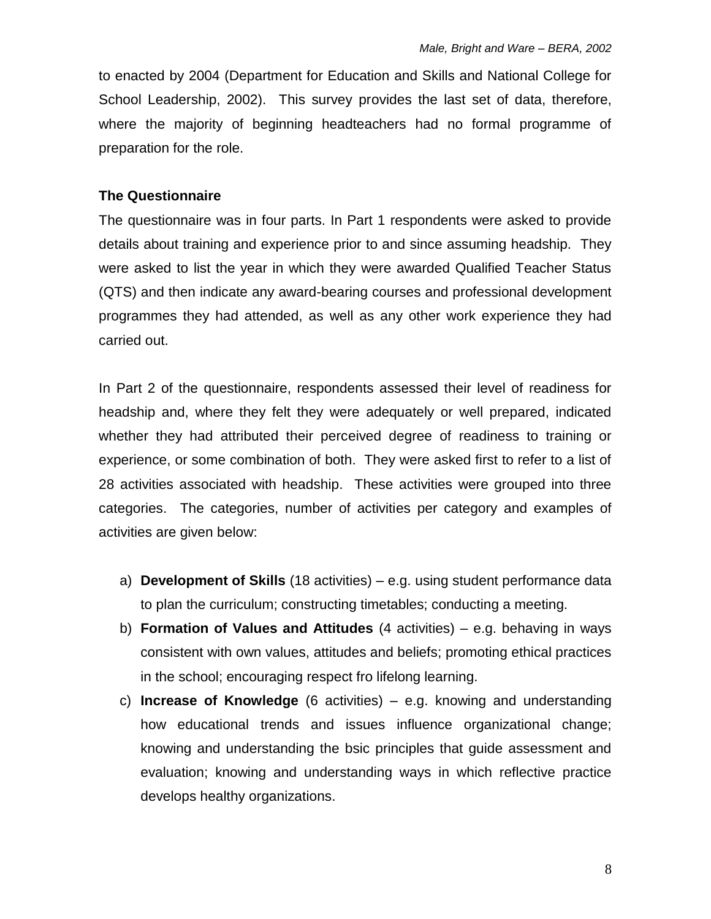to enacted by 2004 (Department for Education and Skills and National College for School Leadership, 2002). This survey provides the last set of data, therefore, where the majority of beginning headteachers had no formal programme of preparation for the role.

### The Questionnaire

The questionnaire was in four parts. In Part 1 respondents were asked to provide details about training and experience prior to and since assuming headship. They were asked to list the year in which they were awarded Qualified Teacher Status (QTS) and then indicate any award-bearing courses and professional development programmes they had attended, as well as any other work experience they had carried out.

In Part 2 of the questionnaire, respondents assessed their level of readiness for headship and, where they felt they were adequately or well prepared, indicated whether they had attributed their perceived degree of readiness to training or experience, or some combination of both. They were asked first to refer to a list of 28 activities associated with headship. These activities were grouped into three categories. The categories, number of activities per category and examples of activities are given below:

a) **Development of Skills** (18 activities) – e.g. using student performance data to plan the curriculum; constructing timetables; conducting a meeting.
b) **Formation of Values and Attitudes** (4 activities) – e.g. behaving in ways consistent with own values, attitudes and beliefs; promoting ethical practices in the school; encouraging respect fro lifelong learning.
c) **Increase of Knowledge** (6 activities) – e.g. knowing and understanding how educational trends and issues influence organizational change; knowing and understanding the bsic principles that guide assessment and evaluation; knowing and understanding ways in which reflective practice develops healthy organizations.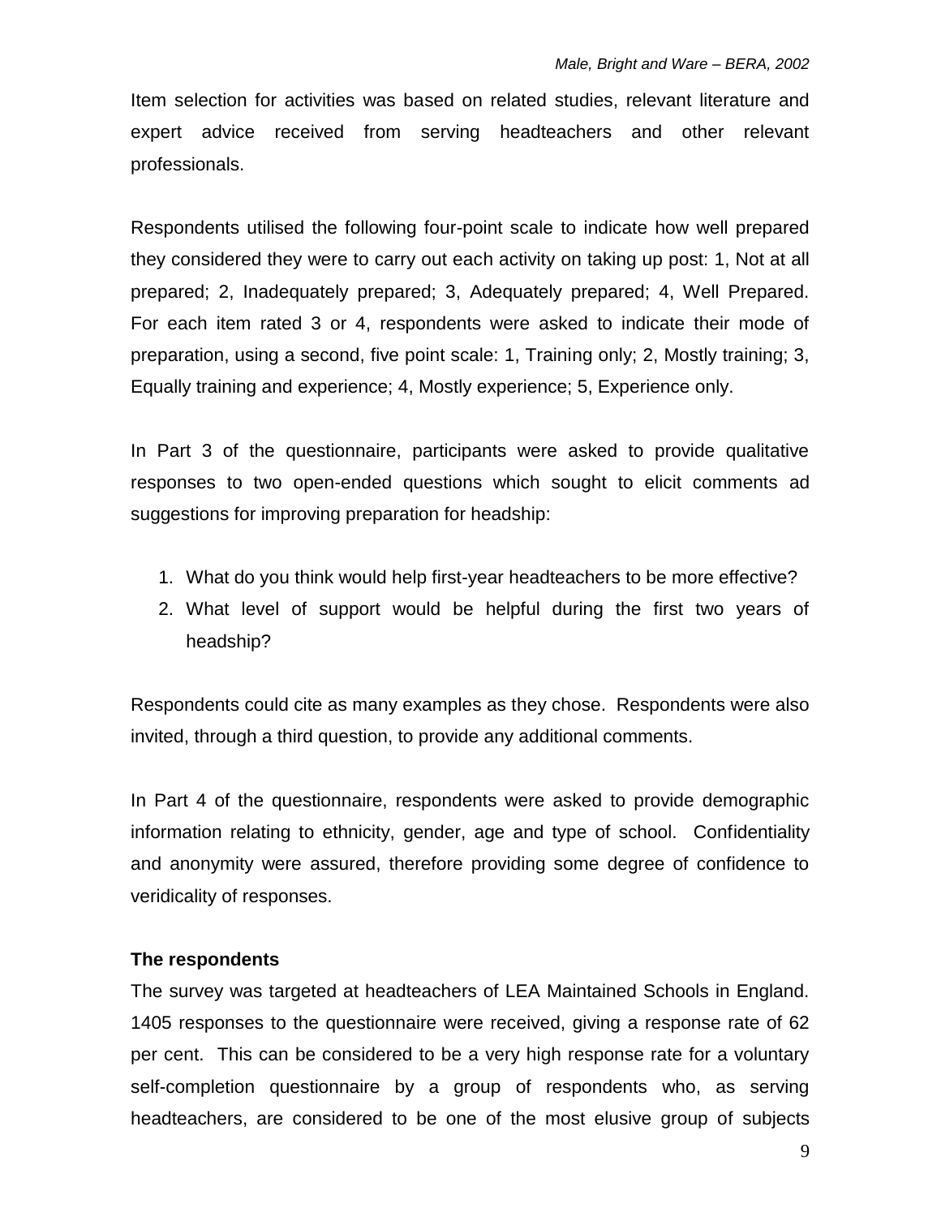Item selection for activities was based on related studies, relevant literature and expert advice received from serving headteachers and other relevant professionals.

Respondents utilised the following four-point scale to indicate how well prepared they considered they were to carry out each activity on taking up post: 1, Not at all prepared; 2, Inadequately prepared; 3, Adequately prepared; 4, Well Prepared. For each item rated 3 or 4, respondents were asked to indicate their mode of preparation, using a second, five point scale: 1, Training only; 2, Mostly training; 3, Equally training and experience; 4, Mostly experience; 5, Experience only.

In Part 3 of the questionnaire, participants were asked to provide qualitative responses to two open-ended questions which sought to elicit comments ad suggestions for improving preparation for headship:

1. What do you think would help first-year headteachers to be more effective?
2. What level of support would be helpful during the first two years of headship?

Respondents could cite as many examples as they chose. Respondents were also invited, through a third question, to provide any additional comments.

In Part 4 of the questionnaire, respondents were asked to provide demographic information relating to ethnicity, gender, age and type of school. Confidentiality and anonymity were assured, therefore providing some degree of confidence to veridicality of responses.

**The respondents**

The survey was targeted at headteachers of LEA Maintained Schools in England. 1405 responses to the questionnaire were received, giving a response rate of 62 per cent. This can be considered to be a very high response rate for a voluntary self-completion questionnaire by a group of respondents who, as serving headteachers, are considered to be one of the most elusive group of subjects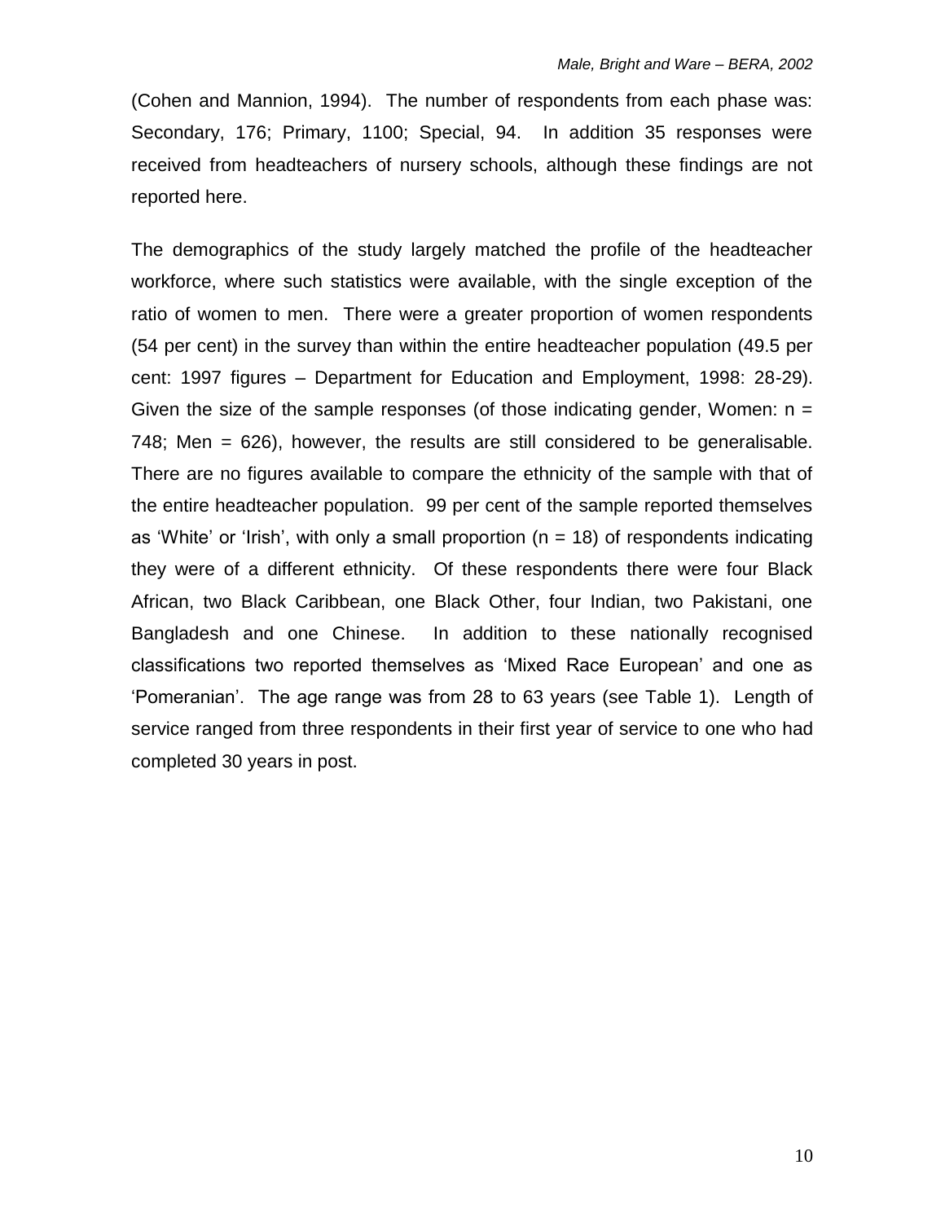(Cohen and Mannion, 1994). The number of respondents from each phase was: Secondary, 176; Primary, 1100; Special, 94. In addition 35 responses were received from headteachers of nursery schools, although these findings are not reported here.

The demographics of the study largely matched the profile of the headteacher workforce, where such statistics were available, with the single exception of the ratio of women to men. There were a greater proportion of women respondents (54 per cent) in the survey than within the entire headteacher population (49.5 per cent: 1997 figures – Department for Education and Employment, 1998: 28-29). Given the size of the sample responses (of those indicating gender, Women: n = 748; Men = 626), however, the results are still considered to be generalisable. There are no figures available to compare the ethnicity of the sample with that of the entire headteacher population. 99 per cent of the sample reported themselves as 'White' or 'Irish', with only a small proportion (n = 18) of respondents indicating they were of a different ethnicity. Of these respondents there were four Black African, two Black Caribbean, one Black Other, four Indian, two Pakistani, one Bangladesh and one Chinese. In addition to these nationally recognised classifications two reported themselves as 'Mixed Race European' and one as 'Pomeranian'. The age range was from 28 to 63 years (see Table 1). Length of service ranged from three respondents in their first year of service to one who had completed 30 years in post.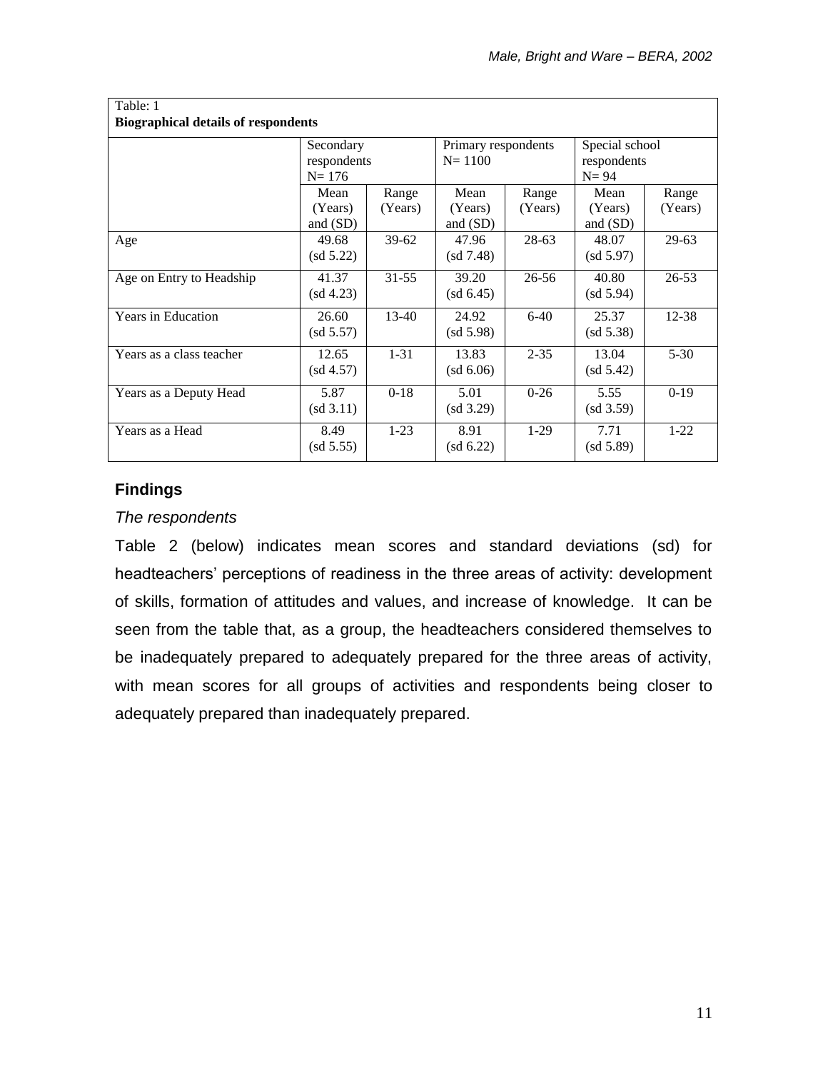Table: 1
**Biographical details of respondents**

| | Secondary respondents N= 176 | | Primary respondents N= 1100 | | Special school respondents N= 94 | |
|---|---|---|---|---|---|---|
| | Mean (Years) and (SD) | Range (Years) | Mean (Years) and (SD) | Range (Years) | Mean (Years) and (SD) | Range (Years) |
| Age | 49.68 (sd 5.22) | 39-62 | 47.96 (sd 7.48) | 28-63 | 48.07 (sd 5.97) | 29-63 |
| Age on Entry to Headship | 41.37 (sd 4.23) | 31-55 | 39.20 (sd 6.45) | 26-56 | 40.80 (sd 5.94) | 26-53 |
| Years in Education | 26.60 (sd 5.57) | 13-40 | 24.92 (sd 5.98) | 6-40 | 25.37 (sd 5.38) | 12-38 |
| Years as a class teacher | 12.65 (sd 4.57) | 1-31 | 13.83 (sd 6.06) | 2-35 | 13.04 (sd 5.42) | 5-30 |
| Years as a Deputy Head | 5.87 (sd 3.11) | 0-18 | 5.01 (sd 3.29) | 0-26 | 5.55 (sd 3.59) | 0-19 |
| Years as a Head | 8.49 (sd 5.55) | 1-23 | 8.91 (sd 6.22) | 1-29 | 7.71 (sd 5.89) | 1-22 |

## Findings

*The respondents*

Table 2 (below) indicates mean scores and standard deviations (sd) for headteachers' perceptions of readiness in the three areas of activity: development of skills, formation of attitudes and values, and increase of knowledge. It can be seen from the table that, as a group, the headteachers considered themselves to be inadequately prepared to adequately prepared for the three areas of activity, with mean scores for all groups of activities and respondents being closer to adequately prepared than inadequately prepared.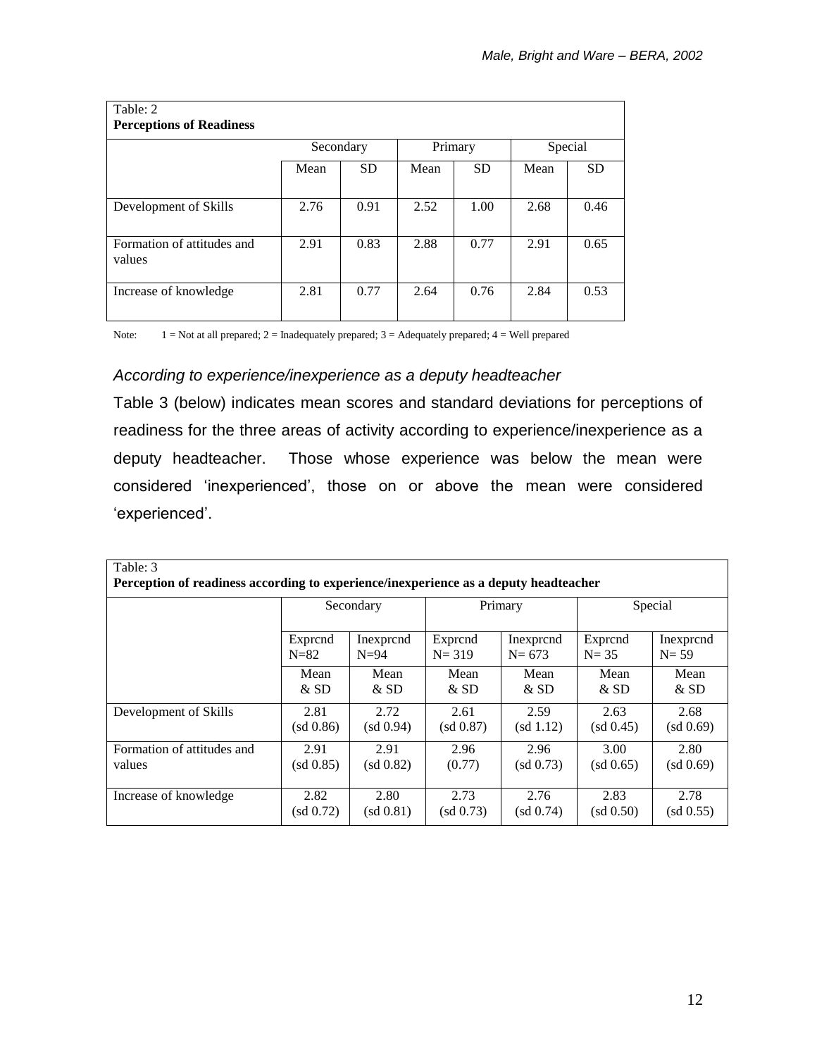Table: 2
**Perceptions of Readiness**

| | Secondary | | Primary | | Special | |
|---|---|---|---|---|---|---|
| | Mean | SD | Mean | SD | Mean | SD |
| Development of Skills | 2.76 | 0.91 | 2.52 | 1.00 | 2.68 | 0.46 |
| Formation of attitudes and values | 2.91 | 0.83 | 2.88 | 0.77 | 2.91 | 0.65 |
| Increase of knowledge | 2.81 | 0.77 | 2.64 | 0.76 | 2.84 | 0.53 |

Note: 1 = Not at all prepared; 2 = Inadequately prepared; 3 = Adequately prepared; 4 = Well prepared

*According to experience/inexperience as a deputy headteacher*

Table 3 (below) indicates mean scores and standard deviations for perceptions of readiness for the three areas of activity according to experience/inexperience as a deputy headteacher. Those whose experience was below the mean were considered 'inexperienced', those on or above the mean were considered 'experienced'.

Table: 3
**Perception of readiness according to experience/inexperience as a deputy headteacher**

| | Secondary | | Primary | | Special | |
|---|---|---|---|---|---|---|
| | Exprcnd N=82 | Inexprcnd N=94 | Exprcnd N= 319 | Inexprcnd N= 673 | Exprcnd N= 35 | Inexprcnd N= 59 |
| | Mean & SD | Mean & SD | Mean & SD | Mean & SD | Mean & SD | Mean & SD |
| Development of Skills | 2.81 (sd 0.86) | 2.72 (sd 0.94) | 2.61 (sd 0.87) | 2.59 (sd 1.12) | 2.63 (sd 0.45) | 2.68 (sd 0.69) |
| Formation of attitudes and values | 2.91 (sd 0.85) | 2.91 (sd 0.82) | 2.96 (0.77) | 2.96 (sd 0.73) | 3.00 (sd 0.65) | 2.80 (sd 0.69) |
| Increase of knowledge | 2.82 (sd 0.72) | 2.80 (sd 0.81) | 2.73 (sd 0.73) | 2.76 (sd 0.74) | 2.83 (sd 0.50) | 2.78 (sd 0.55) |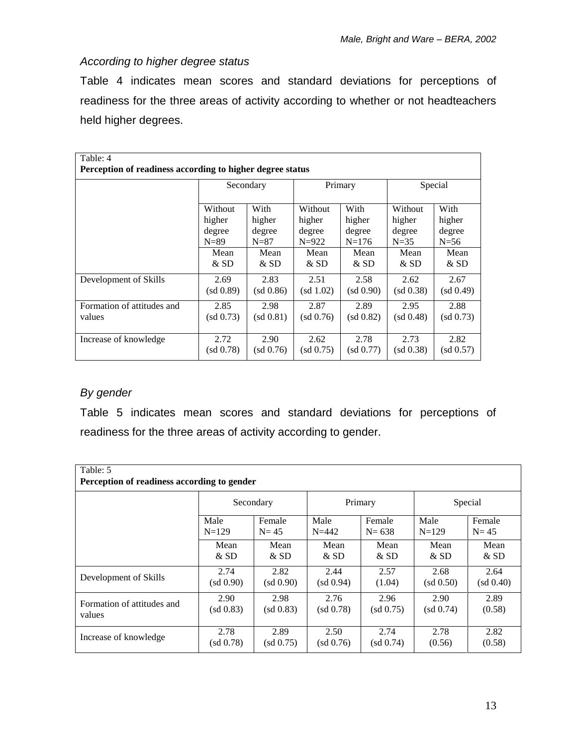*According to higher degree status*

Table 4 indicates mean scores and standard deviations for perceptions of readiness for the three areas of activity according to whether or not headteachers held higher degrees.

Table: 4
**Perception of readiness according to higher degree status**

| | Secondary | | Primary | | Special | |
|---|---|---|---|---|---|---|
| | Without higher degree N=89 | With higher degree N=87 | Without higher degree N=922 | With higher degree N=176 | Without higher degree N=35 | With higher degree N=56 |
| | Mean & SD | Mean & SD | Mean & SD | Mean & SD | Mean & SD | Mean & SD |
| Development of Skills | 2.69 (sd 0.89) | 2.83 (sd 0.86) | 2.51 (sd 1.02) | 2.58 (sd 0.90) | 2.62 (sd 0.38) | 2.67 (sd 0.49) |
| Formation of attitudes and values | 2.85 (sd 0.73) | 2.98 (sd 0.81) | 2.87 (sd 0.76) | 2.89 (sd 0.82) | 2.95 (sd 0.48) | 2.88 (sd 0.73) |
| Increase of knowledge | 2.72 (sd 0.78) | 2.90 (sd 0.76) | 2.62 (sd 0.75) | 2.78 (sd 0.77) | 2.73 (sd 0.38) | 2.82 (sd 0.57) |

*By gender*

Table 5 indicates mean scores and standard deviations for perceptions of readiness for the three areas of activity according to gender.

Table: 5
**Perception of readiness according to gender**

| | Secondary | | Primary | | Special | |
|---|---|---|---|---|---|---|
| | Male N=129 | Female N= 45 | Male N=442 | Female N= 638 | Male N=129 | Female N= 45 |
| | Mean & SD | Mean & SD | Mean & SD | Mean & SD | Mean & SD | Mean & SD |
| Development of Skills | 2.74 (sd 0.90) | 2.82 (sd 0.90) | 2.44 (sd 0.94) | 2.57 (1.04) | 2.68 (sd 0.50) | 2.64 (sd 0.40) |
| Formation of attitudes and values | 2.90 (sd 0.83) | 2.98 (sd 0.83) | 2.76 (sd 0.78) | 2.96 (sd 0.75) | 2.90 (sd 0.74) | 2.89 (0.58) |
| Increase of knowledge | 2.78 (sd 0.78) | 2.89 (sd 0.75) | 2.50 (sd 0.76) | 2.74 (sd 0.74) | 2.78 (0.56) | 2.82 (0.58) |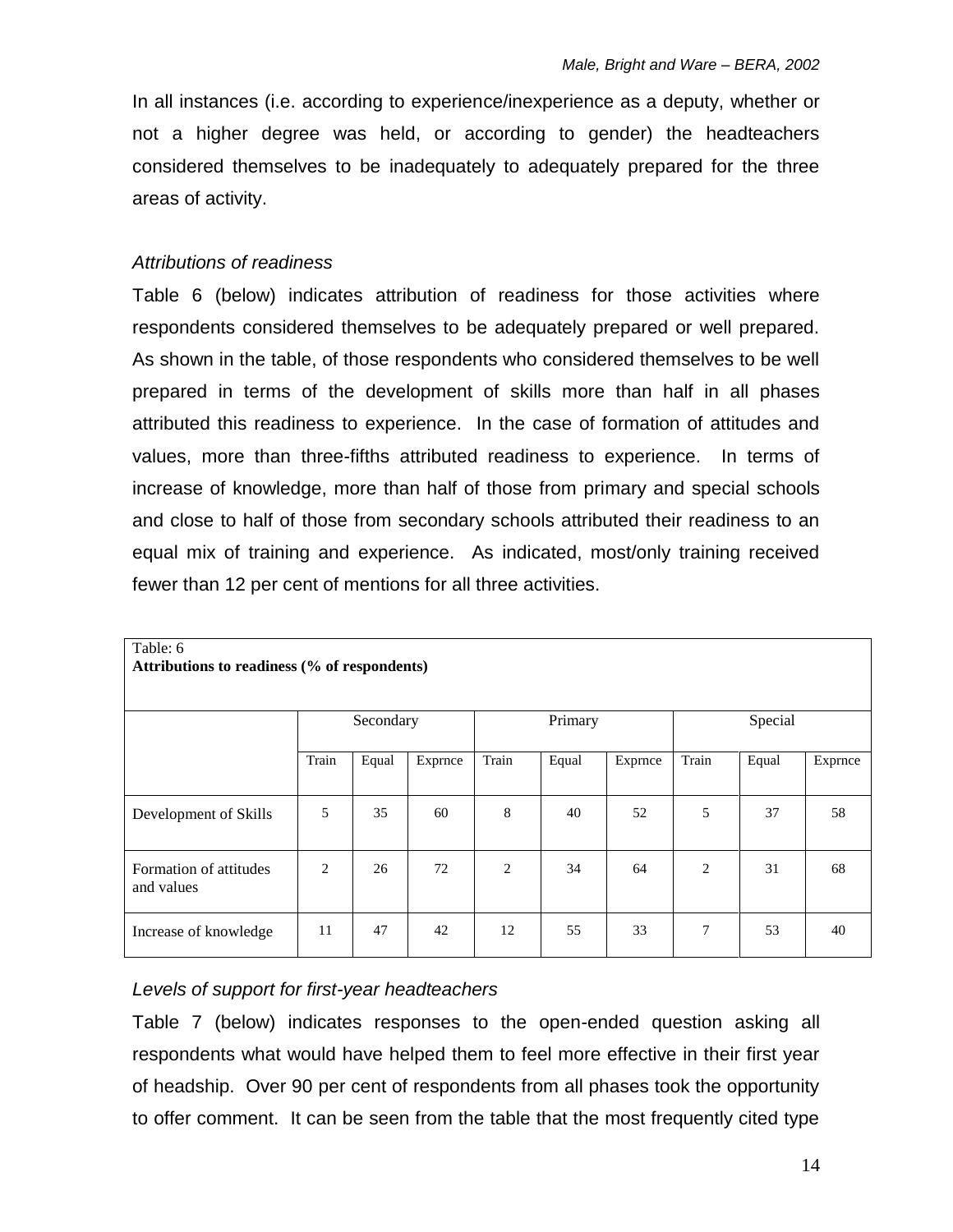In all instances (i.e. according to experience/inexperience as a deputy, whether or not a higher degree was held, or according to gender) the headteachers considered themselves to be inadequately to adequately prepared for the three areas of activity.

*Attributions of readiness*

Table 6 (below) indicates attribution of readiness for those activities where respondents considered themselves to be adequately prepared or well prepared. As shown in the table, of those respondents who considered themselves to be well prepared in terms of the development of skills more than half in all phases attributed this readiness to experience. In the case of formation of attitudes and values, more than three-fifths attributed readiness to experience. In terms of increase of knowledge, more than half of those from primary and special schools and close to half of those from secondary schools attributed their readiness to an equal mix of training and experience. As indicated, most/only training received fewer than 12 per cent of mentions for all three activities.

Table: 6
**Attributions to readiness (% of respondents)**

| | Secondary | | | Primary | | | Special | | |
|---|---|---|---|---|---|---|---|---|---|
| | Train | Equal | Exprnce | Train | Equal | Exprnce | Train | Equal | Exprnce |
| Development of Skills | 5 | 35 | 60 | 8 | 40 | 52 | 5 | 37 | 58 |
| Formation of attitudes and values | 2 | 26 | 72 | 2 | 34 | 64 | 2 | 31 | 68 |
| Increase of knowledge | 11 | 47 | 42 | 12 | 55 | 33 | 7 | 53 | 40 |

*Levels of support for first-year headteachers*

Table 7 (below) indicates responses to the open-ended question asking all respondents what would have helped them to feel more effective in their first year of headship. Over 90 per cent of respondents from all phases took the opportunity to offer comment. It can be seen from the table that the most frequently cited type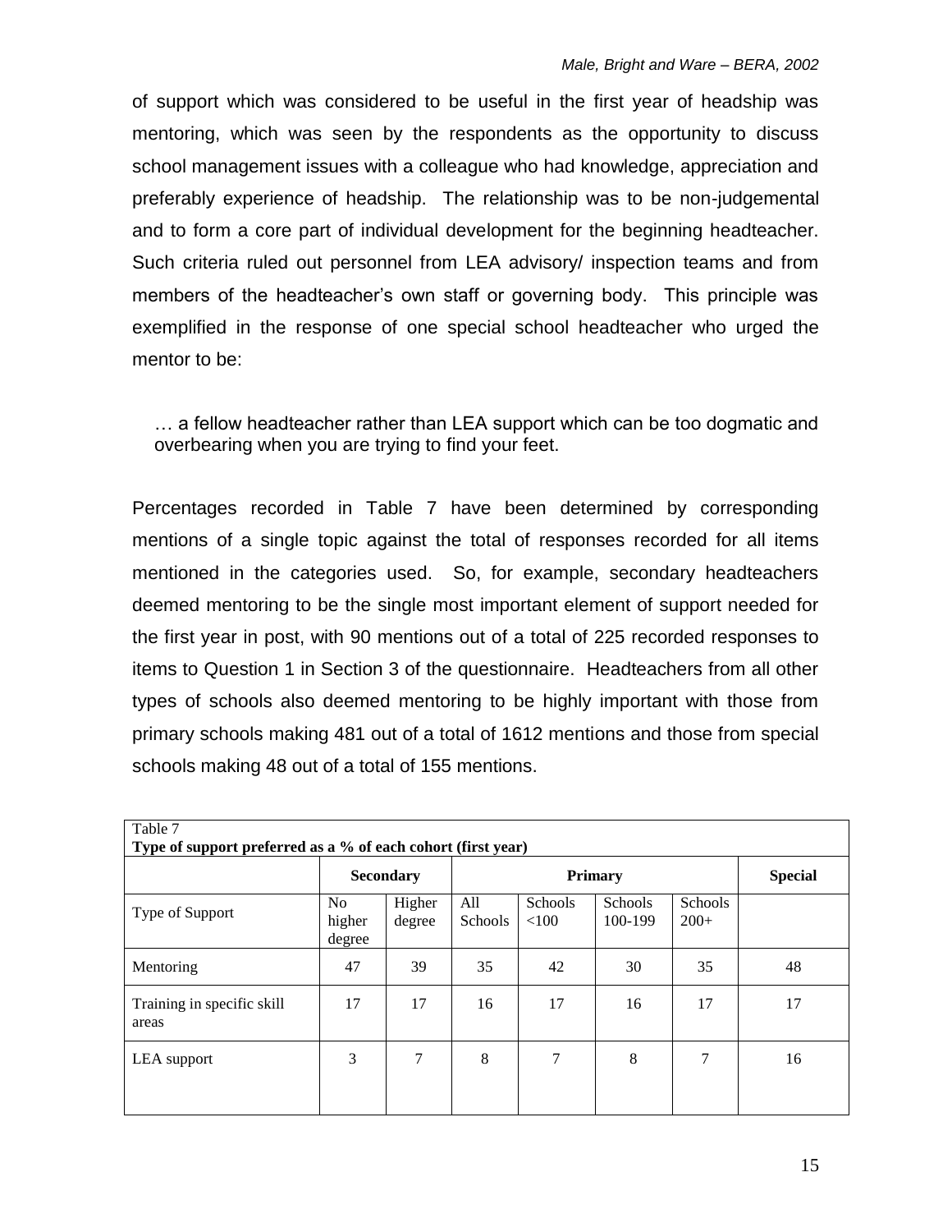of support which was considered to be useful in the first year of headship was mentoring, which was seen by the respondents as the opportunity to discuss school management issues with a colleague who had knowledge, appreciation and preferably experience of headship. The relationship was to be non-judgemental and to form a core part of individual development for the beginning headteacher. Such criteria ruled out personnel from LEA advisory/ inspection teams and from members of the headteacher's own staff or governing body. This principle was exemplified in the response of one special school headteacher who urged the mentor to be:

> … a fellow headteacher rather than LEA support which can be too dogmatic and overbearing when you are trying to find your feet.

Percentages recorded in Table 7 have been determined by corresponding mentions of a single topic against the total of responses recorded for all items mentioned in the categories used. So, for example, secondary headteachers deemed mentoring to be the single most important element of support needed for the first year in post, with 90 mentions out of a total of 225 recorded responses to items to Question 1 in Section 3 of the questionnaire. Headteachers from all other types of schools also deemed mentoring to be highly important with those from primary schools making 481 out of a total of 1612 mentions and those from special schools making 48 out of a total of 155 mentions.

Table 7
**Type of support preferred as a % of each cohort (first year)**

| | **Secondary** | | **Primary** | | | | **Special** |
|---|---|---|---|---|---|---|---|
| Type of Support | No higher degree | Higher degree | All Schools | Schools <100 | Schools 100-199 | Schools 200+ | |
| Mentoring | 47 | 39 | 35 | 42 | 30 | 35 | 48 |
| Training in specific skill areas | 17 | 17 | 16 | 17 | 16 | 17 | 17 |
| LEA support | 3 | 7 | 8 | 7 | 8 | 7 | 16 |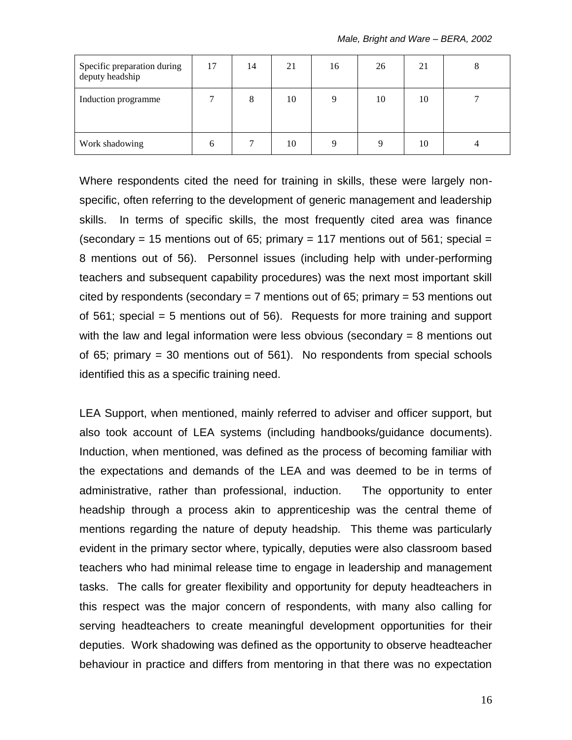| Specific preparation during deputy headship | 17 | 14 | 21 | 16 | 26 | 21 | 8 |
|---|---|---|---|---|---|---|---|
| Induction programme | 7 | 8 | 10 | 9 | 10 | 10 | 7 |
| Work shadowing | 6 | 7 | 10 | 9 | 9 | 10 | 4 |

Where respondents cited the need for training in skills, these were largely non-specific, often referring to the development of generic management and leadership skills. In terms of specific skills, the most frequently cited area was finance (secondary = 15 mentions out of 65; primary = 117 mentions out of 561; special = 8 mentions out of 56). Personnel issues (including help with under-performing teachers and subsequent capability procedures) was the next most important skill cited by respondents (secondary = 7 mentions out of 65; primary = 53 mentions out of 561; special = 5 mentions out of 56). Requests for more training and support with the law and legal information were less obvious (secondary = 8 mentions out of 65; primary = 30 mentions out of 561). No respondents from special schools identified this as a specific training need.

LEA Support, when mentioned, mainly referred to adviser and officer support, but also took account of LEA systems (including handbooks/guidance documents). Induction, when mentioned, was defined as the process of becoming familiar with the expectations and demands of the LEA and was deemed to be in terms of administrative, rather than professional, induction. The opportunity to enter headship through a process akin to apprenticeship was the central theme of mentions regarding the nature of deputy headship. This theme was particularly evident in the primary sector where, typically, deputies were also classroom based teachers who had minimal release time to engage in leadership and management tasks. The calls for greater flexibility and opportunity for deputy headteachers in this respect was the major concern of respondents, with many also calling for serving headteachers to create meaningful development opportunities for their deputies. Work shadowing was defined as the opportunity to observe headteacher behaviour in practice and differs from mentoring in that there was no expectation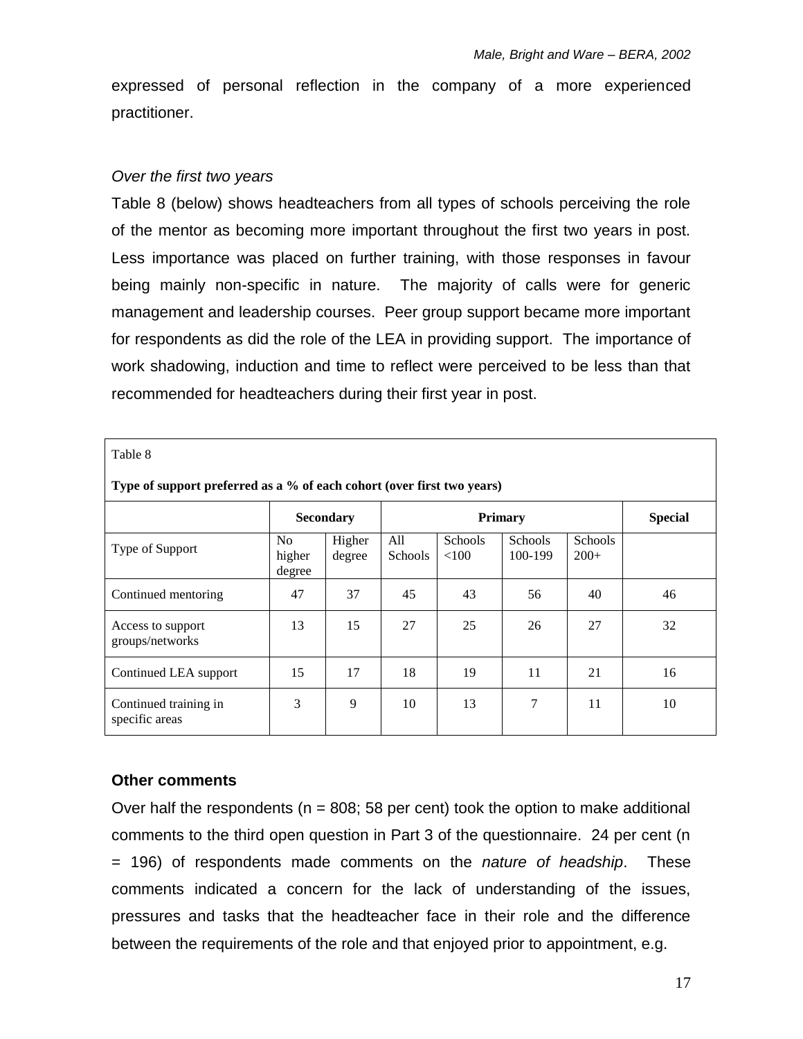expressed of personal reflection in the company of a more experienced practitioner.

*Over the first two years*

Table 8 (below) shows headteachers from all types of schools perceiving the role of the mentor as becoming more important throughout the first two years in post. Less importance was placed on further training, with those responses in favour being mainly non-specific in nature. The majority of calls were for generic management and leadership courses. Peer group support became more important for respondents as did the role of the LEA in providing support. The importance of work shadowing, induction and time to reflect were perceived to be less than that recommended for headteachers during their first year in post.

Table 8

**Type of support preferred as a % of each cohort (over first two years)**

| | **Secondary** | | **Primary** | | | | **Special** |
|---|---|---|---|---|---|---|---|
| Type of Support | No higher degree | Higher degree | All Schools | Schools <100 | Schools 100-199 | Schools 200+ | |
| Continued mentoring | 47 | 37 | 45 | 43 | 56 | 40 | 46 |
| Access to support groups/networks | 13 | 15 | 27 | 25 | 26 | 27 | 32 |
| Continued LEA support | 15 | 17 | 18 | 19 | 11 | 21 | 16 |
| Continued training in specific areas | 3 | 9 | 10 | 13 | 7 | 11 | 10 |

### Other comments

Over half the respondents (n = 808; 58 per cent) took the option to make additional comments to the third open question in Part 3 of the questionnaire. 24 per cent (n = 196) of respondents made comments on the *nature of headship*. These comments indicated a concern for the lack of understanding of the issues, pressures and tasks that the headteacher face in their role and the difference between the requirements of the role and that enjoyed prior to appointment, e.g.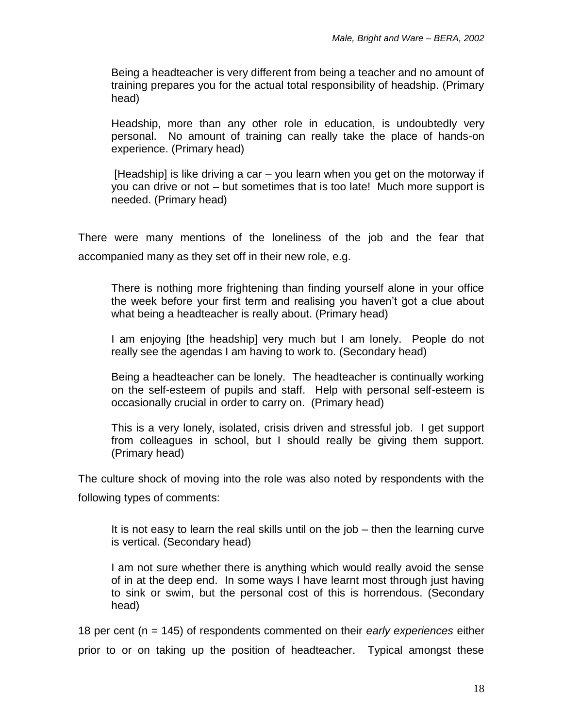> Being a headteacher is very different from being a teacher and no amount of training prepares you for the actual total responsibility of headship. (Primary head)

> Headship, more than any other role in education, is undoubtedly very personal. No amount of training can really take the place of hands-on experience. (Primary head)

> [Headship] is like driving a car – you learn when you get on the motorway if you can drive or not – but sometimes that is too late! Much more support is needed. (Primary head)

There were many mentions of the loneliness of the job and the fear that accompanied many as they set off in their new role, e.g.

> There is nothing more frightening than finding yourself alone in your office the week before your first term and realising you haven't got a clue about what being a headteacher is really about. (Primary head)

> I am enjoying [the headship] very much but I am lonely. People do not really see the agendas I am having to work to. (Secondary head)

> Being a headteacher can be lonely. The headteacher is continually working on the self-esteem of pupils and staff. Help with personal self-esteem is occasionally crucial in order to carry on. (Primary head)

> This is a very lonely, isolated, crisis driven and stressful job. I get support from colleagues in school, but I should really be giving them support. (Primary head)

The culture shock of moving into the role was also noted by respondents with the following types of comments:

> It is not easy to learn the real skills until on the job – then the learning curve is vertical. (Secondary head)

> I am not sure whether there is anything which would really avoid the sense of in at the deep end. In some ways I have learnt most through just having to sink or swim, but the personal cost of this is horrendous. (Secondary head)

18 per cent (n = 145) of respondents commented on their *early experiences* either prior to or on taking up the position of headteacher. Typical amongst these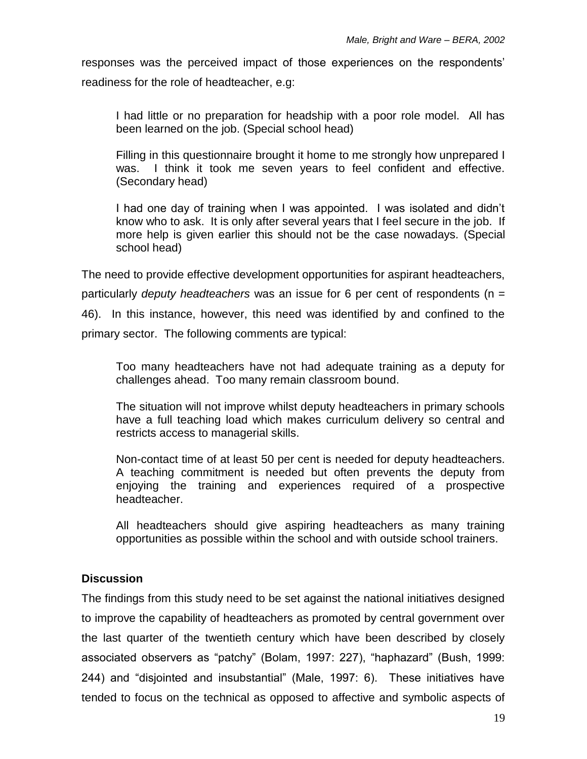responses was the perceived impact of those experiences on the respondents' readiness for the role of headteacher, e.g:

> I had little or no preparation for headship with a poor role model. All has been learned on the job. (Special school head)
>
> Filling in this questionnaire brought it home to me strongly how unprepared I was. I think it took me seven years to feel confident and effective. (Secondary head)
>
> I had one day of training when I was appointed. I was isolated and didn't know who to ask. It is only after several years that I feel secure in the job. If more help is given earlier this should not be the case nowadays. (Special school head)

The need to provide effective development opportunities for aspirant headteachers, particularly *deputy headteachers* was an issue for 6 per cent of respondents (n = 46). In this instance, however, this need was identified by and confined to the primary sector. The following comments are typical:

> Too many headteachers have not had adequate training as a deputy for challenges ahead. Too many remain classroom bound.
>
> The situation will not improve whilst deputy headteachers in primary schools have a full teaching load which makes curriculum delivery so central and restricts access to managerial skills.
>
> Non-contact time of at least 50 per cent is needed for deputy headteachers. A teaching commitment is needed but often prevents the deputy from enjoying the training and experiences required of a prospective headteacher.
>
> All headteachers should give aspiring headteachers as many training opportunities as possible within the school and with outside school trainers.

### Discussion

The findings from this study need to be set against the national initiatives designed to improve the capability of headteachers as promoted by central government over the last quarter of the twentieth century which have been described by closely associated observers as "patchy" (Bolam, 1997: 227), "haphazard" (Bush, 1999: 244) and "disjointed and insubstantial" (Male, 1997: 6). These initiatives have tended to focus on the technical as opposed to affective and symbolic aspects of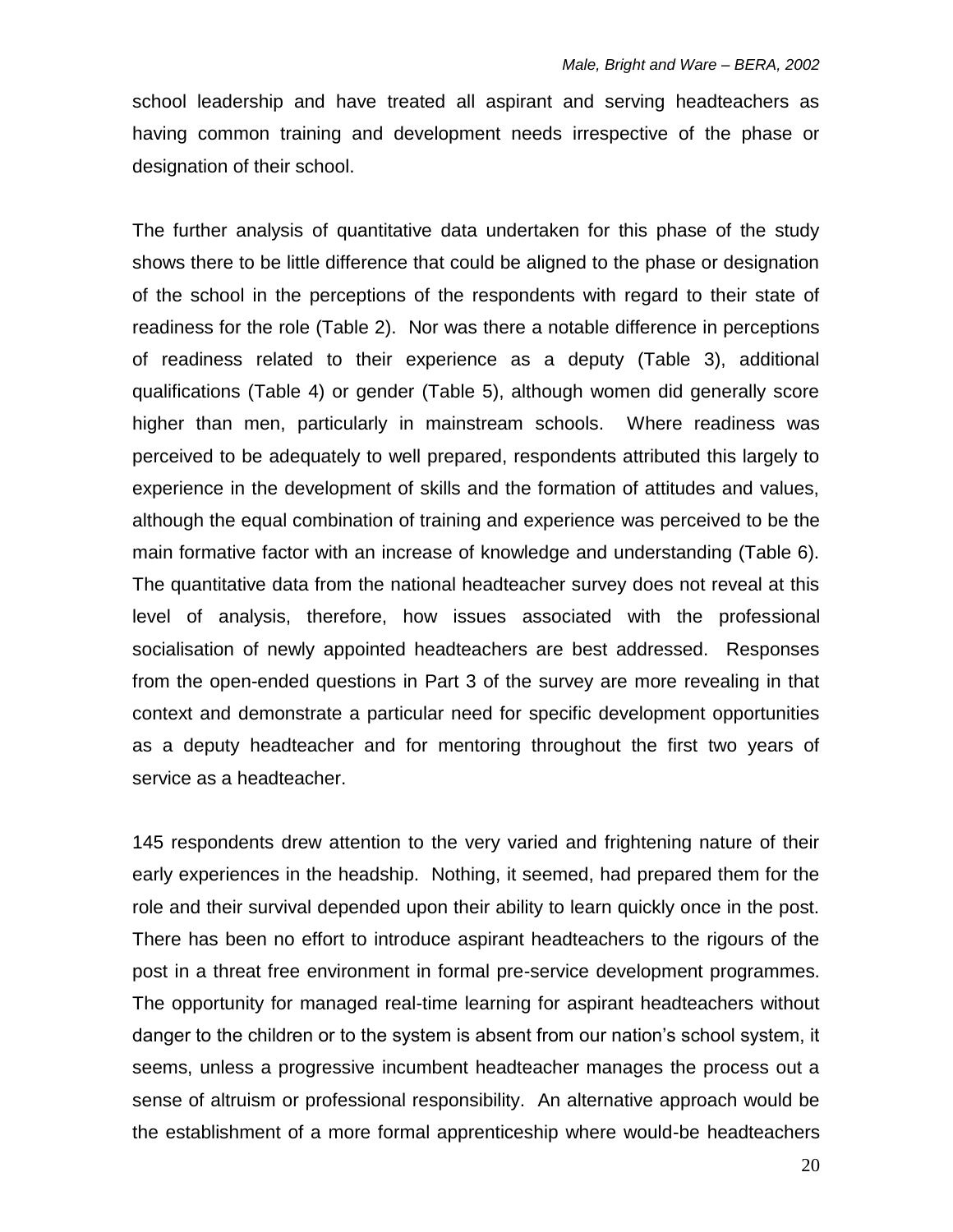school leadership and have treated all aspirant and serving headteachers as having common training and development needs irrespective of the phase or designation of their school.

The further analysis of quantitative data undertaken for this phase of the study shows there to be little difference that could be aligned to the phase or designation of the school in the perceptions of the respondents with regard to their state of readiness for the role (Table 2). Nor was there a notable difference in perceptions of readiness related to their experience as a deputy (Table 3), additional qualifications (Table 4) or gender (Table 5), although women did generally score higher than men, particularly in mainstream schools. Where readiness was perceived to be adequately to well prepared, respondents attributed this largely to experience in the development of skills and the formation of attitudes and values, although the equal combination of training and experience was perceived to be the main formative factor with an increase of knowledge and understanding (Table 6). The quantitative data from the national headteacher survey does not reveal at this level of analysis, therefore, how issues associated with the professional socialisation of newly appointed headteachers are best addressed. Responses from the open-ended questions in Part 3 of the survey are more revealing in that context and demonstrate a particular need for specific development opportunities as a deputy headteacher and for mentoring throughout the first two years of service as a headteacher.

145 respondents drew attention to the very varied and frightening nature of their early experiences in the headship. Nothing, it seemed, had prepared them for the role and their survival depended upon their ability to learn quickly once in the post. There has been no effort to introduce aspirant headteachers to the rigours of the post in a threat free environment in formal pre-service development programmes. The opportunity for managed real-time learning for aspirant headteachers without danger to the children or to the system is absent from our nation's school system, it seems, unless a progressive incumbent headteacher manages the process out a sense of altruism or professional responsibility. An alternative approach would be the establishment of a more formal apprenticeship where would-be headteachers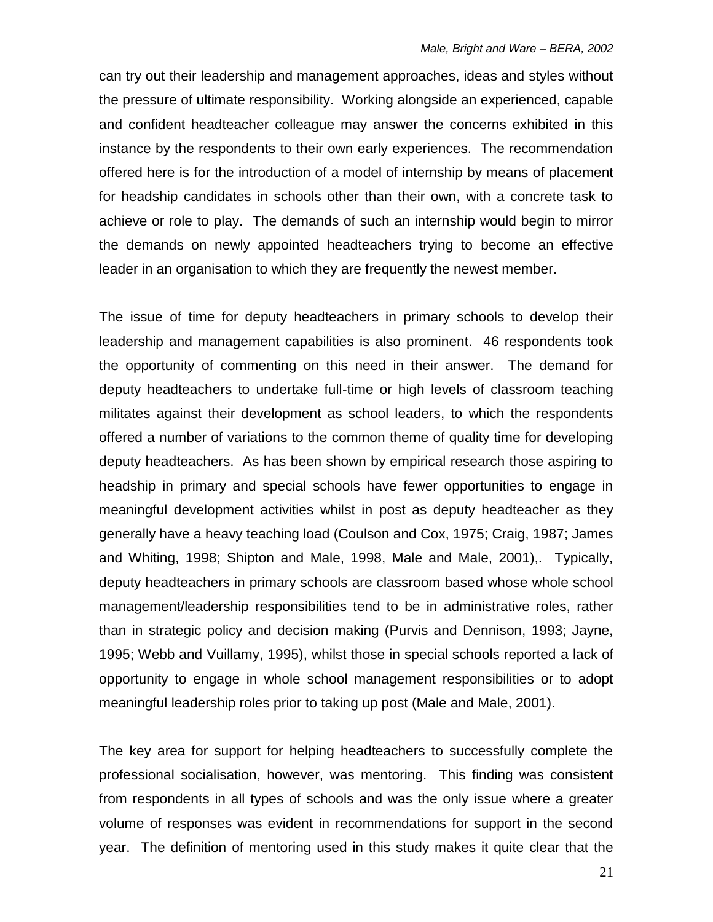can try out their leadership and management approaches, ideas and styles without the pressure of ultimate responsibility. Working alongside an experienced, capable and confident headteacher colleague may answer the concerns exhibited in this instance by the respondents to their own early experiences. The recommendation offered here is for the introduction of a model of internship by means of placement for headship candidates in schools other than their own, with a concrete task to achieve or role to play. The demands of such an internship would begin to mirror the demands on newly appointed headteachers trying to become an effective leader in an organisation to which they are frequently the newest member.

The issue of time for deputy headteachers in primary schools to develop their leadership and management capabilities is also prominent. 46 respondents took the opportunity of commenting on this need in their answer. The demand for deputy headteachers to undertake full-time or high levels of classroom teaching militates against their development as school leaders, to which the respondents offered a number of variations to the common theme of quality time for developing deputy headteachers. As has been shown by empirical research those aspiring to headship in primary and special schools have fewer opportunities to engage in meaningful development activities whilst in post as deputy headteacher as they generally have a heavy teaching load (Coulson and Cox, 1975; Craig, 1987; James and Whiting, 1998; Shipton and Male, 1998, Male and Male, 2001),. Typically, deputy headteachers in primary schools are classroom based whose whole school management/leadership responsibilities tend to be in administrative roles, rather than in strategic policy and decision making (Purvis and Dennison, 1993; Jayne, 1995; Webb and Vuillamy, 1995), whilst those in special schools reported a lack of opportunity to engage in whole school management responsibilities or to adopt meaningful leadership roles prior to taking up post (Male and Male, 2001).

The key area for support for helping headteachers to successfully complete the professional socialisation, however, was mentoring. This finding was consistent from respondents in all types of schools and was the only issue where a greater volume of responses was evident in recommendations for support in the second year. The definition of mentoring used in this study makes it quite clear that the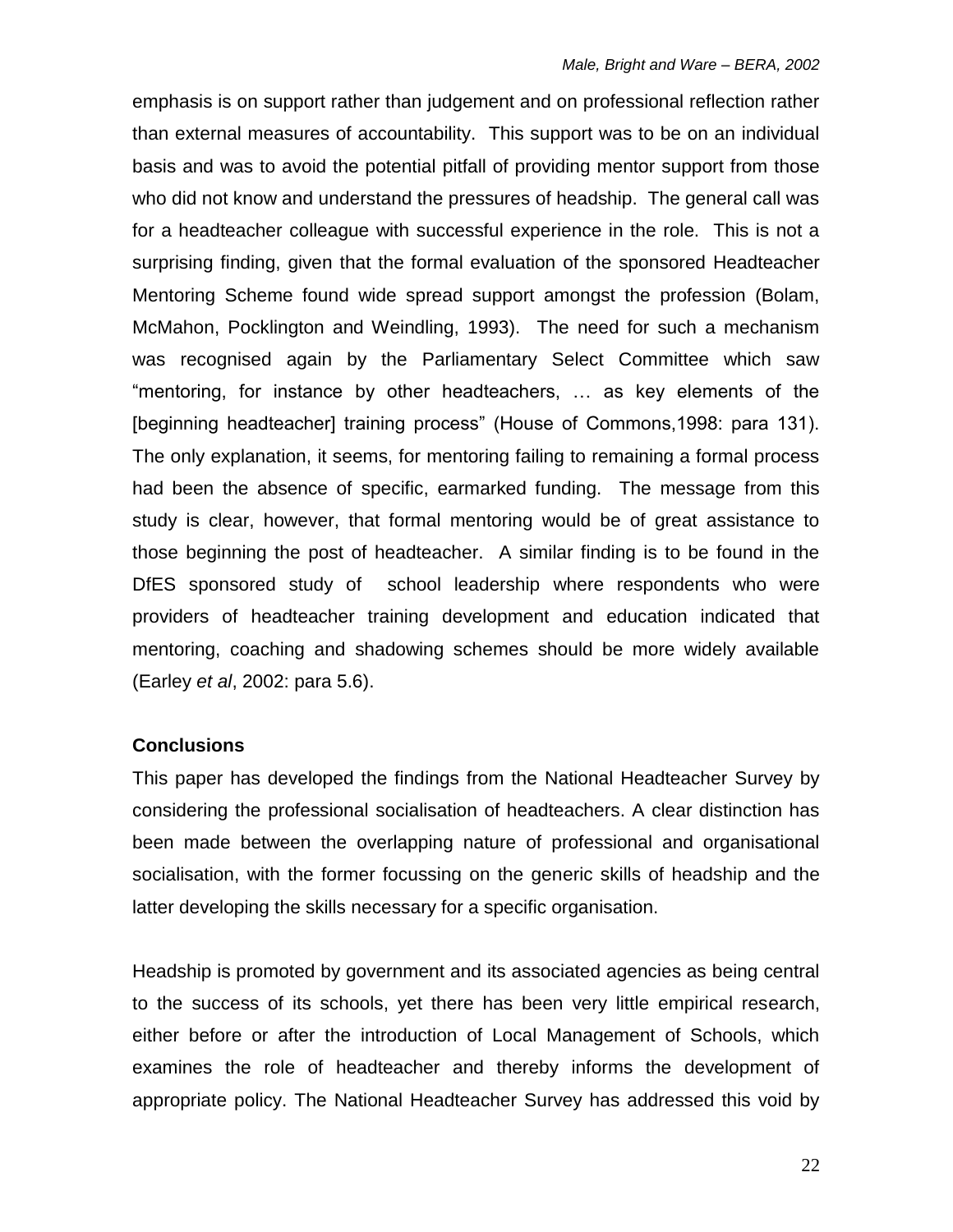emphasis is on support rather than judgement and on professional reflection rather than external measures of accountability. This support was to be on an individual basis and was to avoid the potential pitfall of providing mentor support from those who did not know and understand the pressures of headship. The general call was for a headteacher colleague with successful experience in the role. This is not a surprising finding, given that the formal evaluation of the sponsored Headteacher Mentoring Scheme found wide spread support amongst the profession (Bolam, McMahon, Pocklington and Weindling, 1993). The need for such a mechanism was recognised again by the Parliamentary Select Committee which saw "mentoring, for instance by other headteachers, … as key elements of the [beginning headteacher] training process" (House of Commons,1998: para 131). The only explanation, it seems, for mentoring failing to remaining a formal process had been the absence of specific, earmarked funding. The message from this study is clear, however, that formal mentoring would be of great assistance to those beginning the post of headteacher. A similar finding is to be found in the DfES sponsored study of school leadership where respondents who were providers of headteacher training development and education indicated that mentoring, coaching and shadowing schemes should be more widely available (Earley *et al*, 2002: para 5.6).

## Conclusions

This paper has developed the findings from the National Headteacher Survey by considering the professional socialisation of headteachers. A clear distinction has been made between the overlapping nature of professional and organisational socialisation, with the former focussing on the generic skills of headship and the latter developing the skills necessary for a specific organisation.

Headship is promoted by government and its associated agencies as being central to the success of its schools, yet there has been very little empirical research, either before or after the introduction of Local Management of Schools, which examines the role of headteacher and thereby informs the development of appropriate policy. The National Headteacher Survey has addressed this void by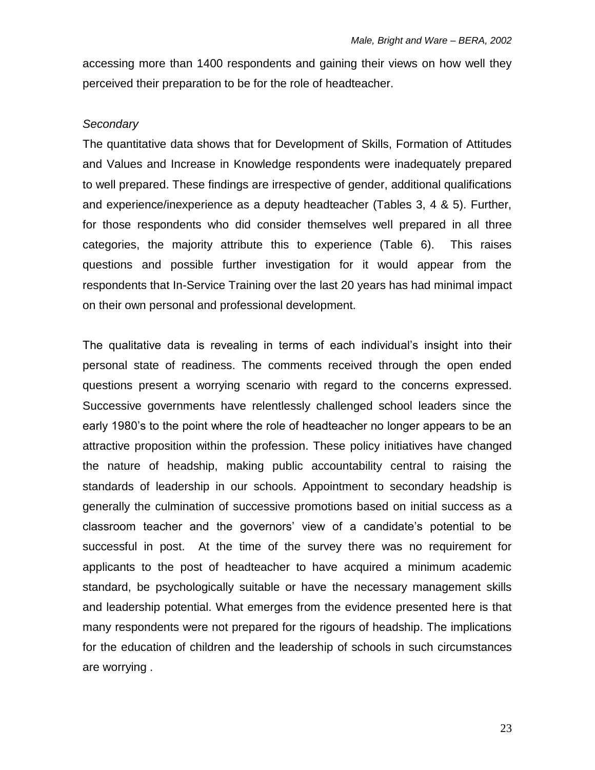accessing more than 1400 respondents and gaining their views on how well they perceived their preparation to be for the role of headteacher.

*Secondary*

The quantitative data shows that for Development of Skills, Formation of Attitudes and Values and Increase in Knowledge respondents were inadequately prepared to well prepared. These findings are irrespective of gender, additional qualifications and experience/inexperience as a deputy headteacher (Tables 3, 4 & 5). Further, for those respondents who did consider themselves well prepared in all three categories, the majority attribute this to experience (Table 6). This raises questions and possible further investigation for it would appear from the respondents that In-Service Training over the last 20 years has had minimal impact on their own personal and professional development.

The qualitative data is revealing in terms of each individual's insight into their personal state of readiness. The comments received through the open ended questions present a worrying scenario with regard to the concerns expressed. Successive governments have relentlessly challenged school leaders since the early 1980's to the point where the role of headteacher no longer appears to be an attractive proposition within the profession. These policy initiatives have changed the nature of headship, making public accountability central to raising the standards of leadership in our schools. Appointment to secondary headship is generally the culmination of successive promotions based on initial success as a classroom teacher and the governors' view of a candidate's potential to be successful in post. At the time of the survey there was no requirement for applicants to the post of headteacher to have acquired a minimum academic standard, be psychologically suitable or have the necessary management skills and leadership potential. What emerges from the evidence presented here is that many respondents were not prepared for the rigours of headship. The implications for the education of children and the leadership of schools in such circumstances are worrying .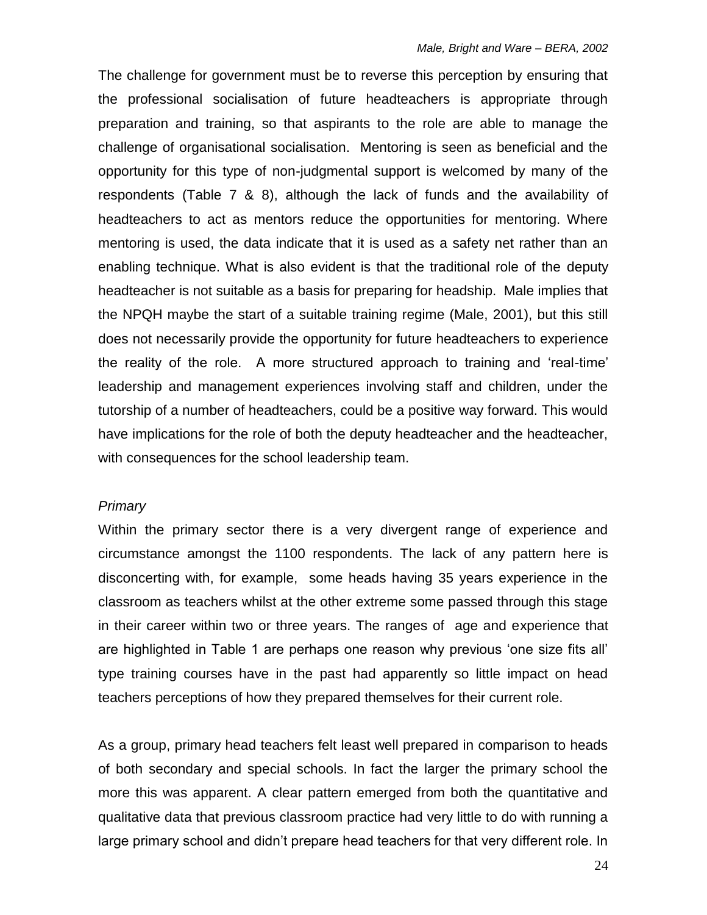The challenge for government must be to reverse this perception by ensuring that the professional socialisation of future headteachers is appropriate through preparation and training, so that aspirants to the role are able to manage the challenge of organisational socialisation. Mentoring is seen as beneficial and the opportunity for this type of non-judgmental support is welcomed by many of the respondents (Table 7 & 8), although the lack of funds and the availability of headteachers to act as mentors reduce the opportunities for mentoring. Where mentoring is used, the data indicate that it is used as a safety net rather than an enabling technique. What is also evident is that the traditional role of the deputy headteacher is not suitable as a basis for preparing for headship. Male implies that the NPQH maybe the start of a suitable training regime (Male, 2001), but this still does not necessarily provide the opportunity for future headteachers to experience the reality of the role. A more structured approach to training and 'real-time' leadership and management experiences involving staff and children, under the tutorship of a number of headteachers, could be a positive way forward. This would have implications for the role of both the deputy headteacher and the headteacher, with consequences for the school leadership team.

*Primary*

Within the primary sector there is a very divergent range of experience and circumstance amongst the 1100 respondents. The lack of any pattern here is disconcerting with, for example, some heads having 35 years experience in the classroom as teachers whilst at the other extreme some passed through this stage in their career within two or three years. The ranges of age and experience that are highlighted in Table 1 are perhaps one reason why previous 'one size fits all' type training courses have in the past had apparently so little impact on head teachers perceptions of how they prepared themselves for their current role.

As a group, primary head teachers felt least well prepared in comparison to heads of both secondary and special schools. In fact the larger the primary school the more this was apparent. A clear pattern emerged from both the quantitative and qualitative data that previous classroom practice had very little to do with running a large primary school and didn't prepare head teachers for that very different role. In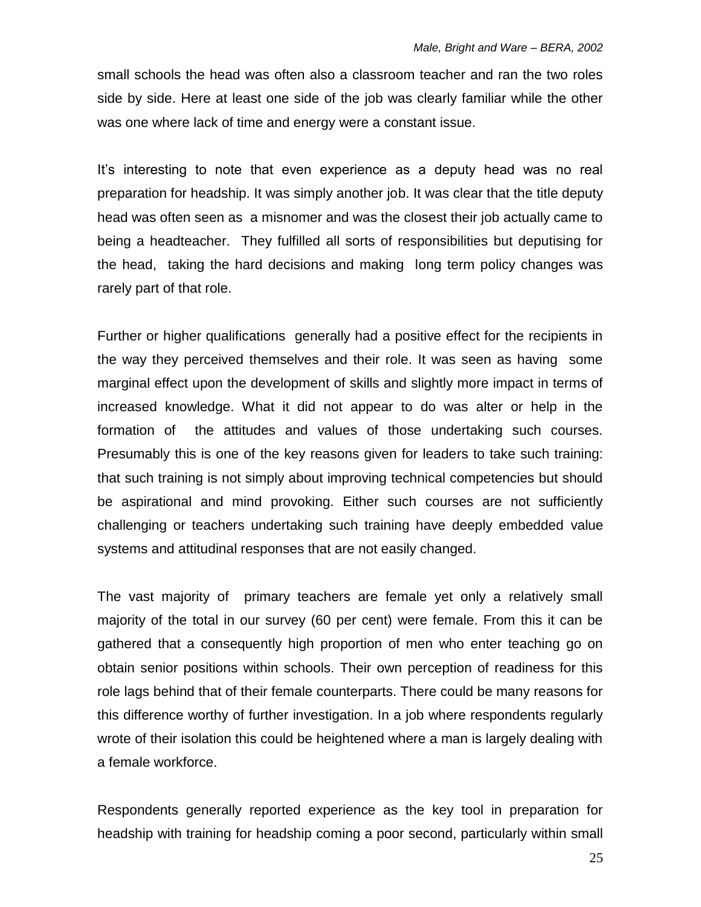small schools the head was often also a classroom teacher and ran the two roles side by side. Here at least one side of the job was clearly familiar while the other was one where lack of time and energy were a constant issue.

It's interesting to note that even experience as a deputy head was no real preparation for headship. It was simply another job. It was clear that the title deputy head was often seen as a misnomer and was the closest their job actually came to being a headteacher. They fulfilled all sorts of responsibilities but deputising for the head, taking the hard decisions and making long term policy changes was rarely part of that role.

Further or higher qualifications generally had a positive effect for the recipients in the way they perceived themselves and their role. It was seen as having some marginal effect upon the development of skills and slightly more impact in terms of increased knowledge. What it did not appear to do was alter or help in the formation of the attitudes and values of those undertaking such courses. Presumably this is one of the key reasons given for leaders to take such training: that such training is not simply about improving technical competencies but should be aspirational and mind provoking. Either such courses are not sufficiently challenging or teachers undertaking such training have deeply embedded value systems and attitudinal responses that are not easily changed.

The vast majority of primary teachers are female yet only a relatively small majority of the total in our survey (60 per cent) were female. From this it can be gathered that a consequently high proportion of men who enter teaching go on obtain senior positions within schools. Their own perception of readiness for this role lags behind that of their female counterparts. There could be many reasons for this difference worthy of further investigation. In a job where respondents regularly wrote of their isolation this could be heightened where a man is largely dealing with a female workforce.

Respondents generally reported experience as the key tool in preparation for headship with training for headship coming a poor second, particularly within small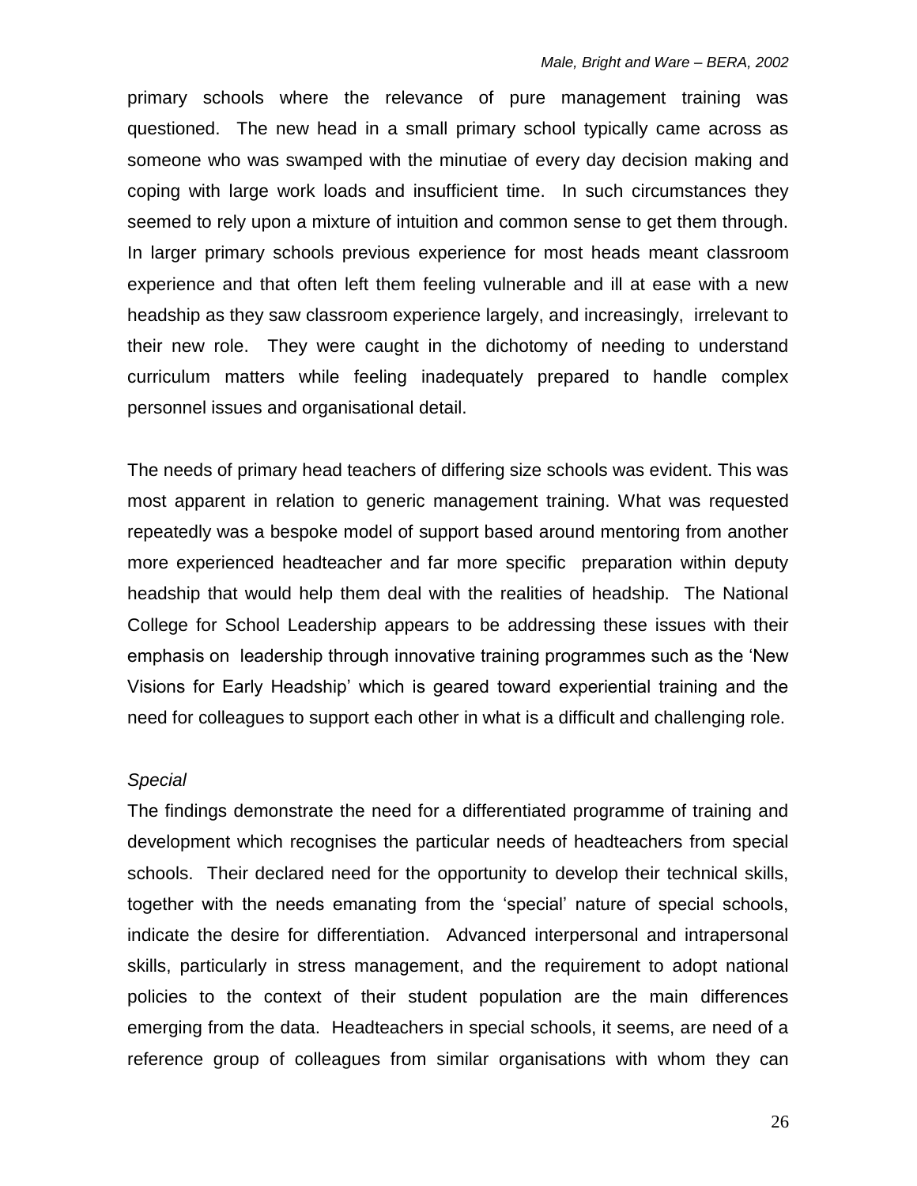primary schools where the relevance of pure management training was questioned. The new head in a small primary school typically came across as someone who was swamped with the minutiae of every day decision making and coping with large work loads and insufficient time. In such circumstances they seemed to rely upon a mixture of intuition and common sense to get them through. In larger primary schools previous experience for most heads meant classroom experience and that often left them feeling vulnerable and ill at ease with a new headship as they saw classroom experience largely, and increasingly, irrelevant to their new role. They were caught in the dichotomy of needing to understand curriculum matters while feeling inadequately prepared to handle complex personnel issues and organisational detail.

The needs of primary head teachers of differing size schools was evident. This was most apparent in relation to generic management training. What was requested repeatedly was a bespoke model of support based around mentoring from another more experienced headteacher and far more specific preparation within deputy headship that would help them deal with the realities of headship. The National College for School Leadership appears to be addressing these issues with their emphasis on leadership through innovative training programmes such as the 'New Visions for Early Headship' which is geared toward experiential training and the need for colleagues to support each other in what is a difficult and challenging role.

*Special*

The findings demonstrate the need for a differentiated programme of training and development which recognises the particular needs of headteachers from special schools. Their declared need for the opportunity to develop their technical skills, together with the needs emanating from the 'special' nature of special schools, indicate the desire for differentiation. Advanced interpersonal and intrapersonal skills, particularly in stress management, and the requirement to adopt national policies to the context of their student population are the main differences emerging from the data. Headteachers in special schools, it seems, are need of a reference group of colleagues from similar organisations with whom they can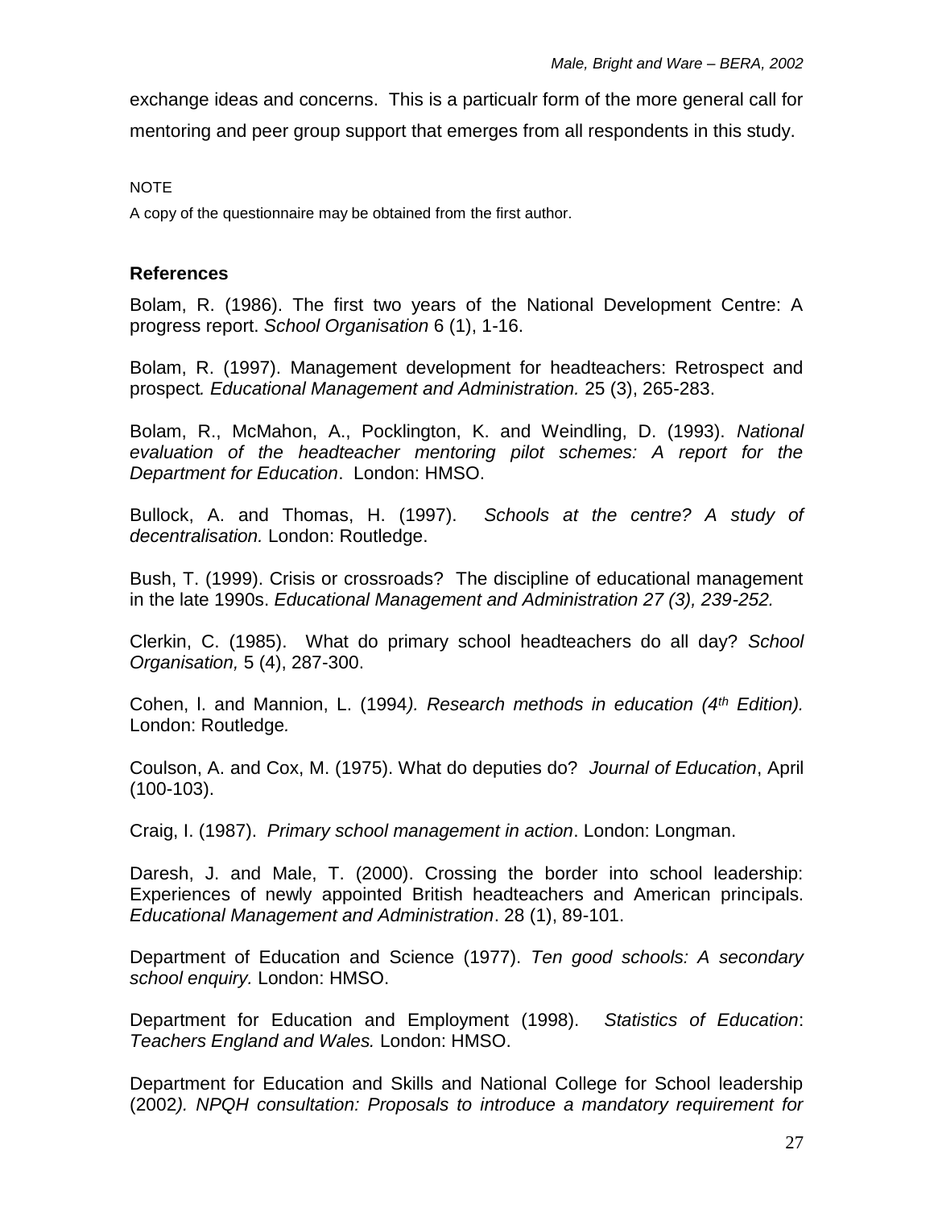exchange ideas and concerns. This is a particualr form of the more general call for mentoring and peer group support that emerges from all respondents in this study.

NOTE

A copy of the questionnaire may be obtained from the first author.

### References

Bolam, R. (1986). The first two years of the National Development Centre: A progress report. *School Organisation* 6 (1), 1-16.

Bolam, R. (1997). Management development for headteachers: Retrospect and prospect*. Educational Management and Administration.* 25 (3), 265-283.

Bolam, R., McMahon, A., Pocklington, K. and Weindling, D. (1993). *National evaluation of the headteacher mentoring pilot schemes: A report for the Department for Education*. London: HMSO.

Bullock, A. and Thomas, H. (1997). *Schools at the centre? A study of decentralisation.* London: Routledge.

Bush, T. (1999). Crisis or crossroads? The discipline of educational management in the late 1990s. *Educational Management and Administration 27 (3), 239-252.*

Clerkin, C. (1985). What do primary school headteachers do all day? *School Organisation,* 5 (4), 287-300.

Cohen, l. and Mannion, L. (1994*). Research methods in education (4th Edition).* London: Routledge*.*

Coulson, A. and Cox, M. (1975). What do deputies do? *Journal of Education*, April (100-103).

Craig, I. (1987). *Primary school management in action*. London: Longman.

Daresh, J. and Male, T. (2000). Crossing the border into school leadership: Experiences of newly appointed British headteachers and American principals. *Educational Management and Administration*. 28 (1), 89-101.

Department of Education and Science (1977). *Ten good schools: A secondary school enquiry.* London: HMSO.

Department for Education and Employment (1998). *Statistics of Education*: *Teachers England and Wales.* London: HMSO.

Department for Education and Skills and National College for School leadership (2002*). NPQH consultation: Proposals to introduce a mandatory requirement for*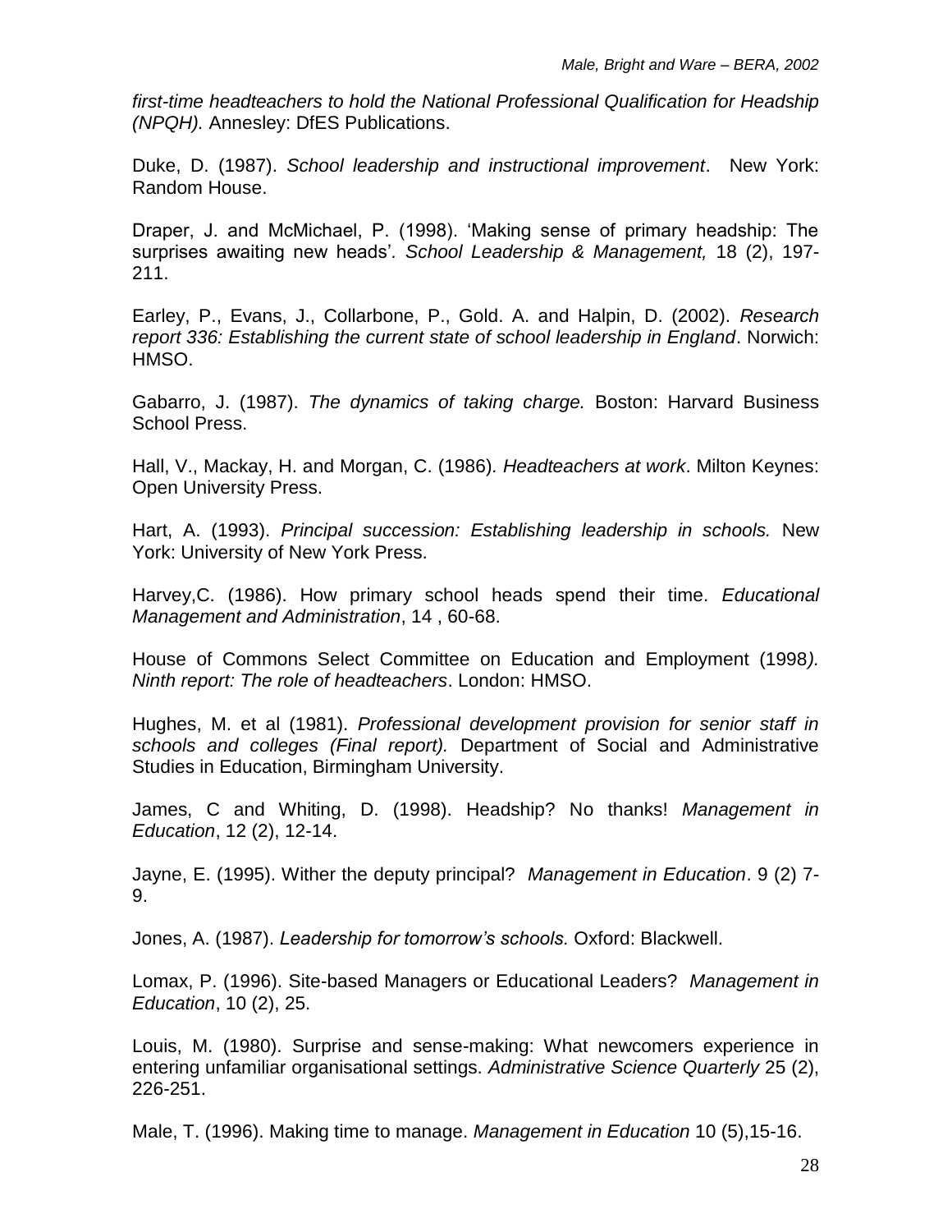*first-time headteachers to hold the National Professional Qualification for Headship (NPQH).* Annesley: DfES Publications.

Duke, D. (1987). *School leadership and instructional improvement*. New York: Random House.

Draper, J. and McMichael, P. (1998). 'Making sense of primary headship: The surprises awaiting new heads'*. School Leadership & Management,* 18 (2), 197-211.

Earley, P., Evans, J., Collarbone, P., Gold. A. and Halpin, D. (2002). *Research report 336: Establishing the current state of school leadership in England*. Norwich: HMSO.

Gabarro, J. (1987). *The dynamics of taking charge.* Boston: Harvard Business School Press.

Hall, V., Mackay, H. and Morgan, C. (1986)*. Headteachers at work*. Milton Keynes: Open University Press.

Hart, A. (1993). *Principal succession: Establishing leadership in schools.* New York: University of New York Press.

Harvey,C. (1986). How primary school heads spend their time. *Educational Management and Administration*, 14 , 60-68.

House of Commons Select Committee on Education and Employment (1998*). Ninth report: The role of headteachers*. London: HMSO.

Hughes, M. et al (1981). *Professional development provision for senior staff in schools and colleges (Final report).* Department of Social and Administrative Studies in Education, Birmingham University.

James, C and Whiting, D. (1998). Headship? No thanks! *Management in Education*, 12 (2), 12-14.

Jayne, E. (1995). Wither the deputy principal? *Management in Education*. 9 (2) 7-9.

Jones, A. (1987). *Leadership for tomorrow's schools.* Oxford: Blackwell.

Lomax, P. (1996). Site-based Managers or Educational Leaders? *Management in Education*, 10 (2), 25.

Louis, M. (1980). Surprise and sense-making: What newcomers experience in entering unfamiliar organisational settings. *Administrative Science Quarterly* 25 (2), 226-251.

Male, T. (1996). Making time to manage. *Management in Education* 10 (5),15-16.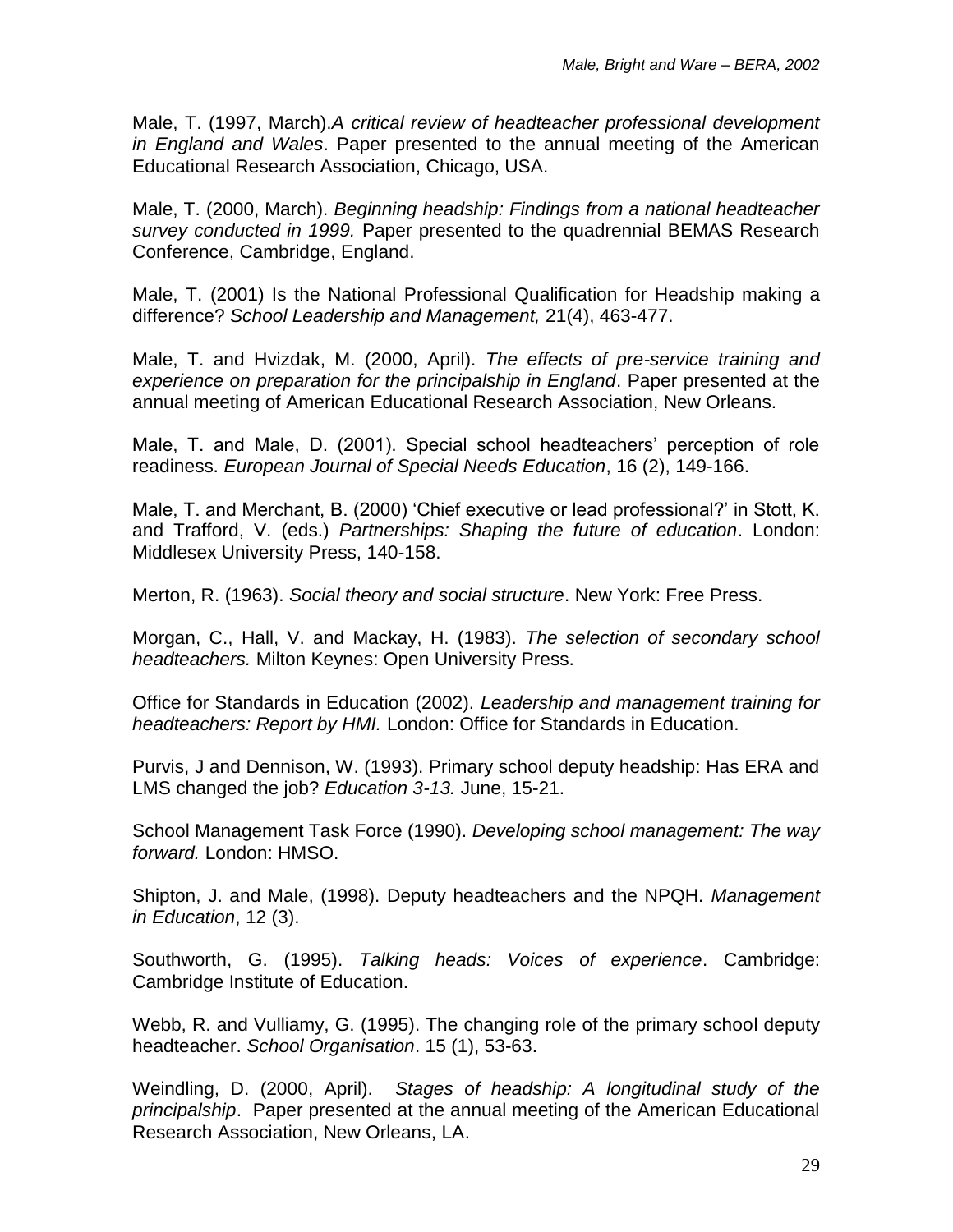Male, T. (1997, March).*A critical review of headteacher professional development in England and Wales*. Paper presented to the annual meeting of the American Educational Research Association, Chicago, USA.

Male, T. (2000, March). *Beginning headship: Findings from a national headteacher survey conducted in 1999.* Paper presented to the quadrennial BEMAS Research Conference, Cambridge, England.

Male, T. (2001) Is the National Professional Qualification for Headship making a difference? *School Leadership and Management,* 21(4), 463-477.

Male, T. and Hvizdak, M. (2000, April). *The effects of pre-service training and experience on preparation for the principalship in England*. Paper presented at the annual meeting of American Educational Research Association, New Orleans.

Male, T. and Male, D. (2001). Special school headteachers' perception of role readiness. *European Journal of Special Needs Education*, 16 (2), 149-166.

Male, T. and Merchant, B. (2000) 'Chief executive or lead professional?' in Stott, K. and Trafford, V. (eds.) *Partnerships: Shaping the future of education*. London: Middlesex University Press, 140-158.

Merton, R. (1963). *Social theory and social structure*. New York: Free Press.

Morgan, C., Hall, V. and Mackay, H. (1983). *The selection of secondary school headteachers.* Milton Keynes: Open University Press.

Office for Standards in Education (2002). *Leadership and management training for headteachers: Report by HMI.* London: Office for Standards in Education.

Purvis, J and Dennison, W. (1993). Primary school deputy headship: Has ERA and LMS changed the job? *Education 3-13.* June, 15-21.

School Management Task Force (1990). *Developing school management: The way forward.* London: HMSO.

Shipton, J. and Male, (1998). Deputy headteachers and the NPQH. *Management in Education*, 12 (3).

Southworth, G. (1995). *Talking heads: Voices of experience*. Cambridge: Cambridge Institute of Education.

Webb, R. and Vulliamy, G. (1995). The changing role of the primary school deputy headteacher. *School Organisation*. 15 (1), 53-63.

Weindling, D. (2000, April). *Stages of headship: A longitudinal study of the principalship*. Paper presented at the annual meeting of the American Educational Research Association, New Orleans, LA.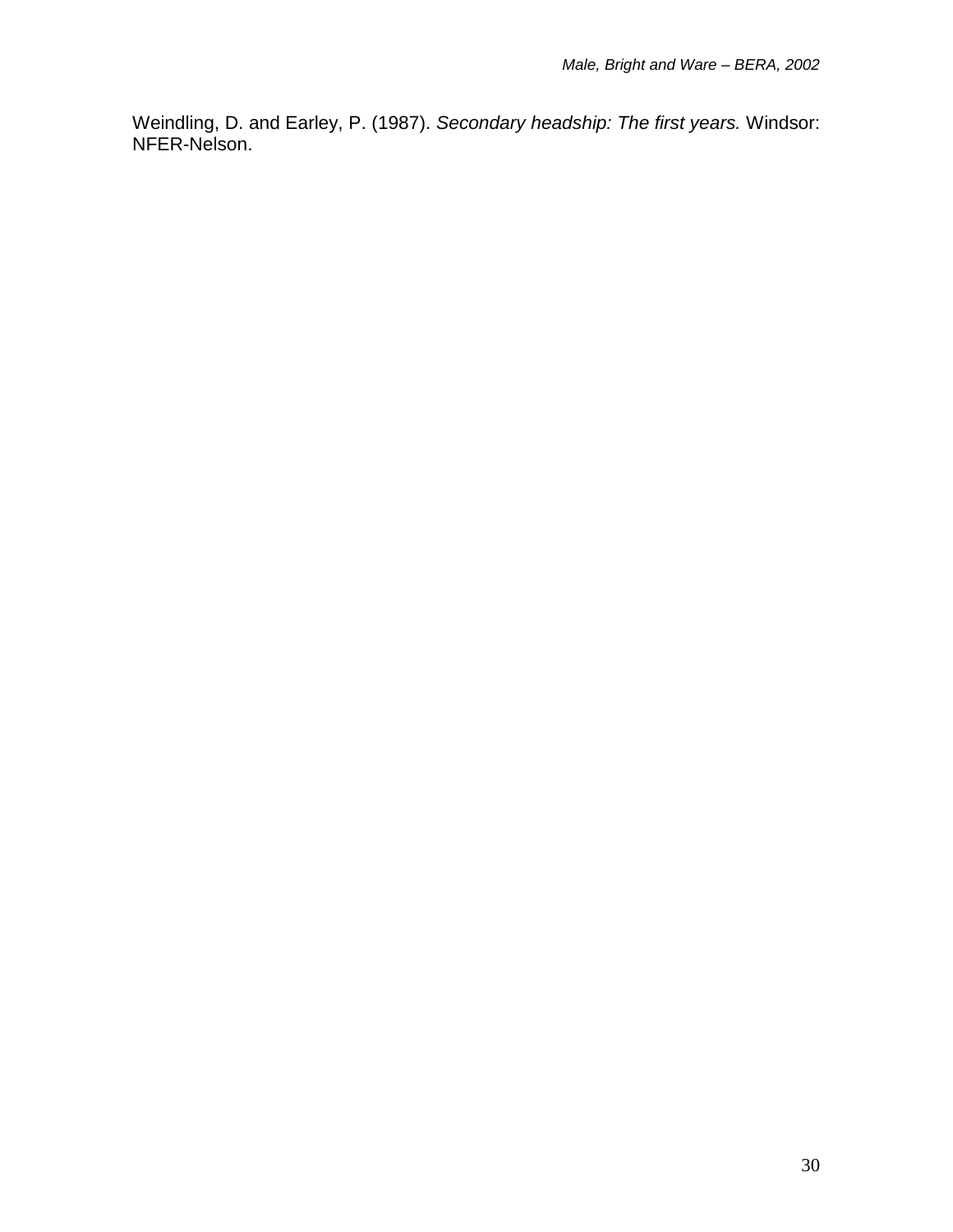Weindling, D. and Earley, P. (1987). *Secondary headship: The first years.* Windsor: NFER-Nelson.